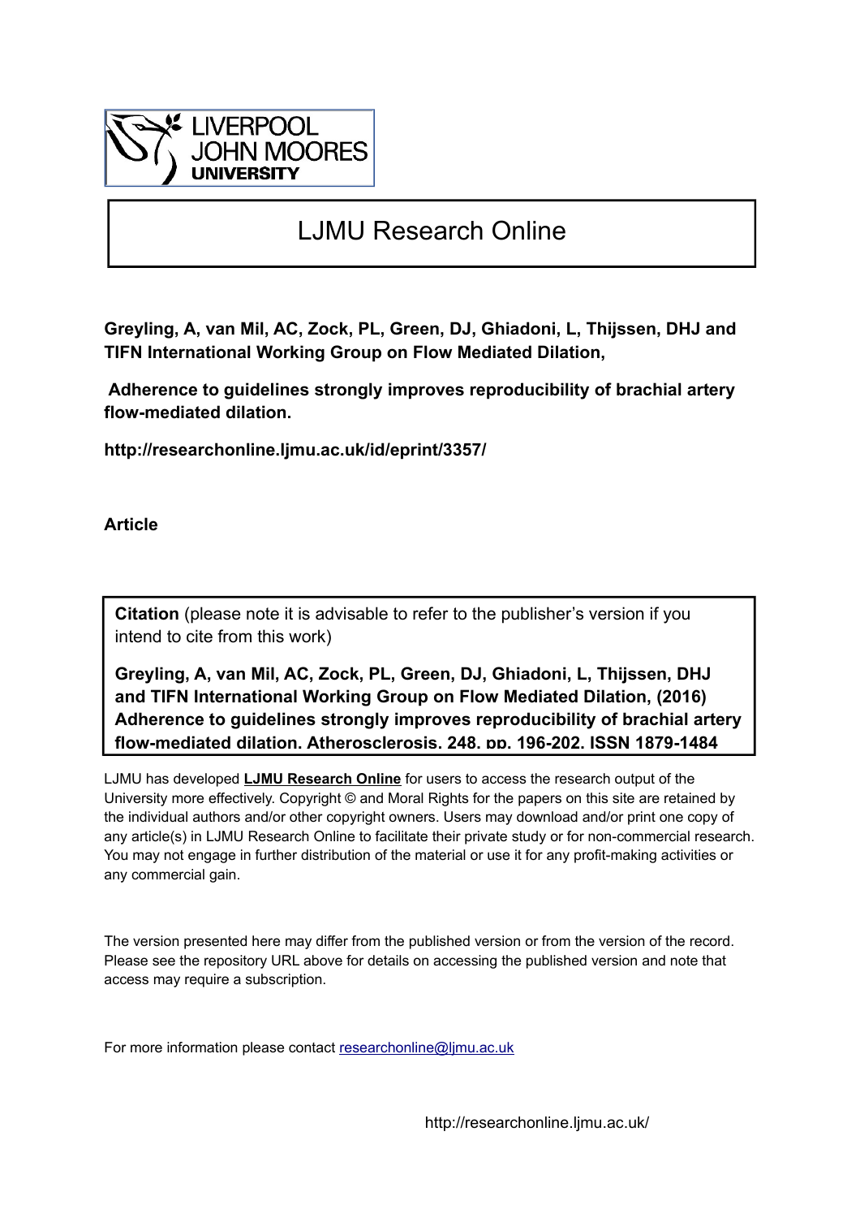LIVERPOOL JOHN MOORES UNIVERSITY

# LJMU Research Online

**Greyling, A, van Mil, AC, Zock, PL, Green, DJ, Ghiadoni, L, Thijssen, DHJ and TIFN International Working Group on Flow Mediated Dilation,**

**Adherence to guidelines strongly improves reproducibility of brachial artery flow-mediated dilation.**

**http://researchonline.ljmu.ac.uk/id/eprint/3357/**

**Article**

**Citation** (please note it is advisable to refer to the publisher's version if you intend to cite from this work)

**Greyling, A, van Mil, AC, Zock, PL, Green, DJ, Ghiadoni, L, Thijssen, DHJ and TIFN International Working Group on Flow Mediated Dilation, (2016) Adherence to guidelines strongly improves reproducibility of brachial artery flow-mediated dilation. Atherosclerosis, 248. pp. 196-202. ISSN 1879-1484**

LJMU has developed **LJMU Research Online** for users to access the research output of the University more effectively. Copyright © and Moral Rights for the papers on this site are retained by the individual authors and/or other copyright owners. Users may download and/or print one copy of any article(s) in LJMU Research Online to facilitate their private study or for non-commercial research. You may not engage in further distribution of the material or use it for any profit-making activities or any commercial gain.

The version presented here may differ from the published version or from the version of the record. Please see the repository URL above for details on accessing the published version and note that access may require a subscription.

For more information please contact researchonline@ljmu.ac.uk

http://researchonline.ljmu.ac.uk/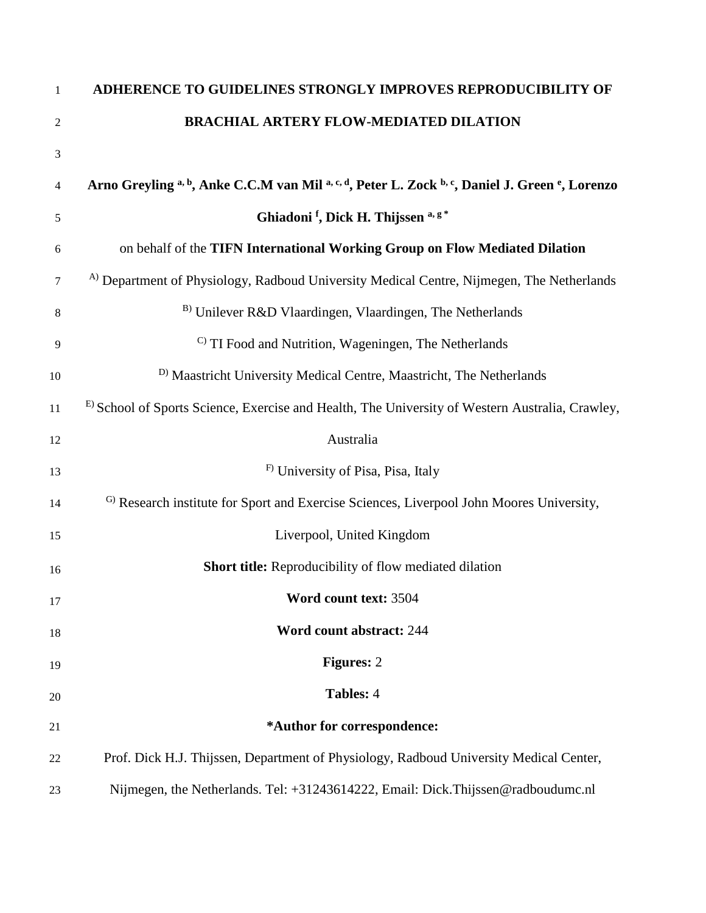# ADHERENCE TO GUIDELINES STRONGLY IMPROVES REPRODUCIBILITY OF BRACHIAL ARTERY FLOW-MEDIATED DILATION

**Arno Greyling [a, b], Anke C.C.M van Mil [a, c, d], Peter L. Zock [b, c], Daniel J. Green [e], Lorenzo Ghiadoni [f], Dick H. Thijssen [a, g *]**

on behalf of the **TIFN International Working Group on Flow Mediated Dilation**

[A] Department of Physiology, Radboud University Medical Centre, Nijmegen, The Netherlands

[B] Unilever R&D Vlaardingen, Vlaardingen, The Netherlands

[C] TI Food and Nutrition, Wageningen, The Netherlands

[D] Maastricht University Medical Centre, Maastricht, The Netherlands

[E] School of Sports Science, Exercise and Health, The University of Western Australia, Crawley, Australia

[F] University of Pisa, Pisa, Italy

[G] Research institute for Sport and Exercise Sciences, Liverpool John Moores University, Liverpool, United Kingdom

**Short title:** Reproducibility of flow mediated dilation

**Word count text:** 3504

**Word count abstract:** 244

**Figures:** 2

**Tables:** 4

**\*Author for correspondence:**

Prof. Dick H.J. Thijssen, Department of Physiology, Radboud University Medical Center, Nijmegen, the Netherlands. Tel: +31243614222, Email: Dick.Thijssen@radboudumc.nl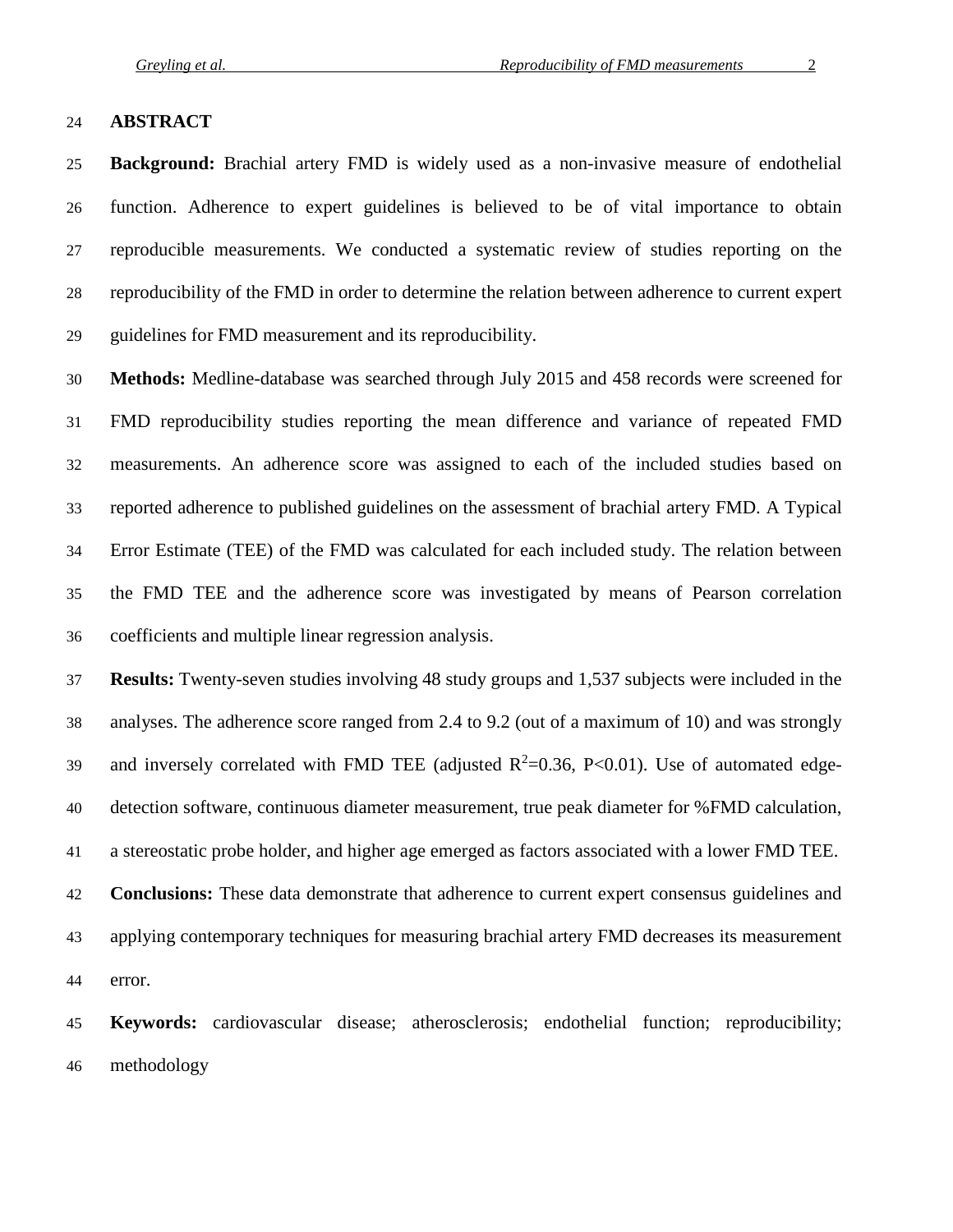## ABSTRACT

**Background:** Brachial artery FMD is widely used as a non-invasive measure of endothelial function. Adherence to expert guidelines is believed to be of vital importance to obtain reproducible measurements. We conducted a systematic review of studies reporting on the reproducibility of the FMD in order to determine the relation between adherence to current expert guidelines for FMD measurement and its reproducibility.

**Methods:** Medline-database was searched through July 2015 and 458 records were screened for FMD reproducibility studies reporting the mean difference and variance of repeated FMD measurements. An adherence score was assigned to each of the included studies based on reported adherence to published guidelines on the assessment of brachial artery FMD. A Typical Error Estimate (TEE) of the FMD was calculated for each included study. The relation between the FMD TEE and the adherence score was investigated by means of Pearson correlation coefficients and multiple linear regression analysis.

**Results:** Twenty-seven studies involving 48 study groups and 1,537 subjects were included in the analyses. The adherence score ranged from 2.4 to 9.2 (out of a maximum of 10) and was strongly and inversely correlated with FMD TEE (adjusted $R^2$=0.36, $P<0.01$). Use of automated edge-detection software, continuous diameter measurement, true peak diameter for %FMD calculation, a stereostatic probe holder, and higher age emerged as factors associated with a lower FMD TEE.

**Conclusions:** These data demonstrate that adherence to current expert consensus guidelines and applying contemporary techniques for measuring brachial artery FMD decreases its measurement error.

**Keywords:** cardiovascular disease; atherosclerosis; endothelial function; reproducibility; methodology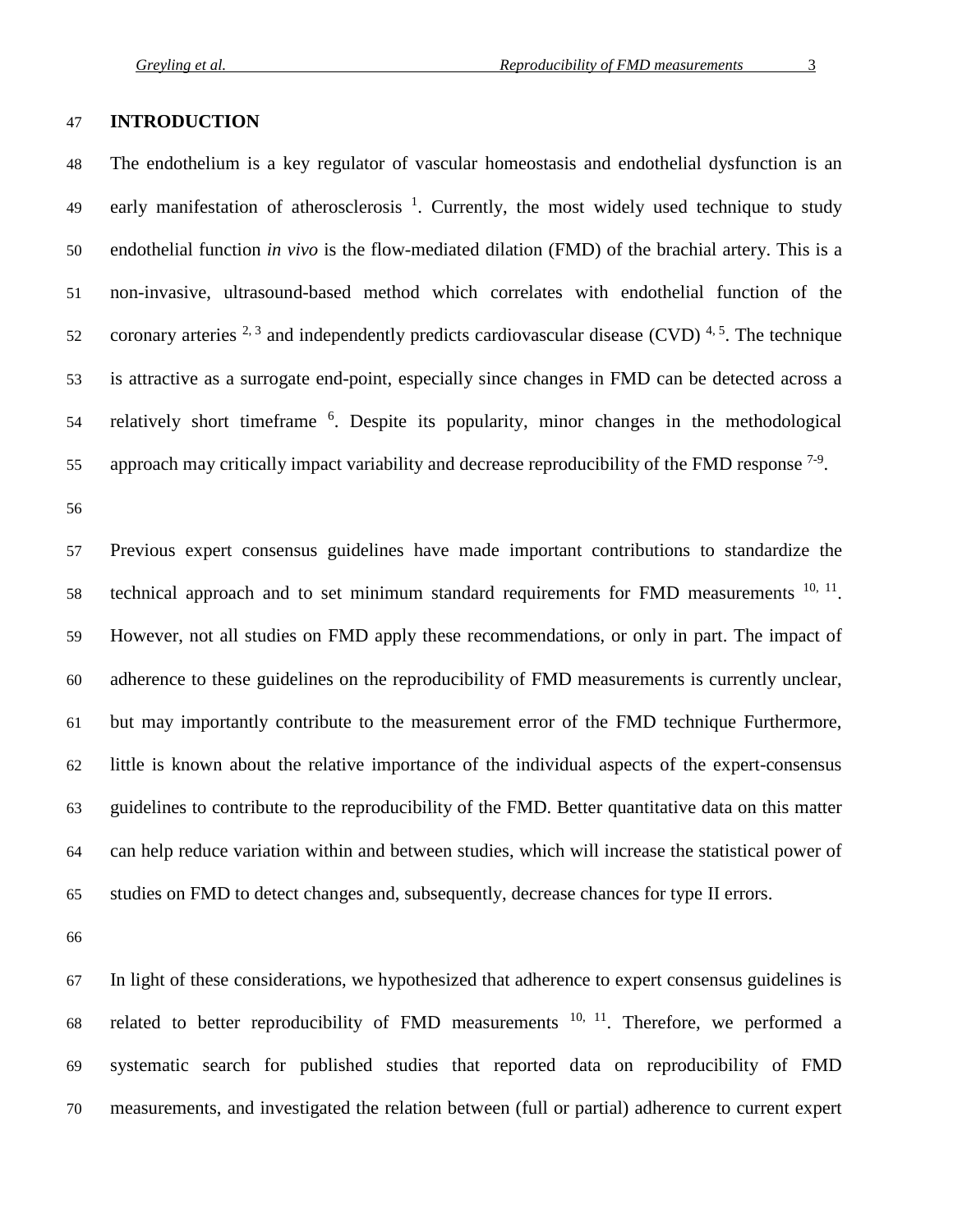## INTRODUCTION

The endothelium is a key regulator of vascular homeostasis and endothelial dysfunction is an early manifestation of atherosclerosis [1]. Currently, the most widely used technique to study endothelial function *in vivo* is the flow-mediated dilation (FMD) of the brachial artery. This is a non-invasive, ultrasound-based method which correlates with endothelial function of the coronary arteries [2, 3] and independently predicts cardiovascular disease (CVD) [4, 5]. The technique is attractive as a surrogate end-point, especially since changes in FMD can be detected across a relatively short timeframe [6]. Despite its popularity, minor changes in the methodological approach may critically impact variability and decrease reproducibility of the FMD response [7-9].

Previous expert consensus guidelines have made important contributions to standardize the technical approach and to set minimum standard requirements for FMD measurements [10, 11]. However, not all studies on FMD apply these recommendations, or only in part. The impact of adherence to these guidelines on the reproducibility of FMD measurements is currently unclear, but may importantly contribute to the measurement error of the FMD technique Furthermore, little is known about the relative importance of the individual aspects of the expert-consensus guidelines to contribute to the reproducibility of the FMD. Better quantitative data on this matter can help reduce variation within and between studies, which will increase the statistical power of studies on FMD to detect changes and, subsequently, decrease chances for type II errors.

In light of these considerations, we hypothesized that adherence to expert consensus guidelines is related to better reproducibility of FMD measurements [10, 11]. Therefore, we performed a systematic search for published studies that reported data on reproducibility of FMD measurements, and investigated the relation between (full or partial) adherence to current expert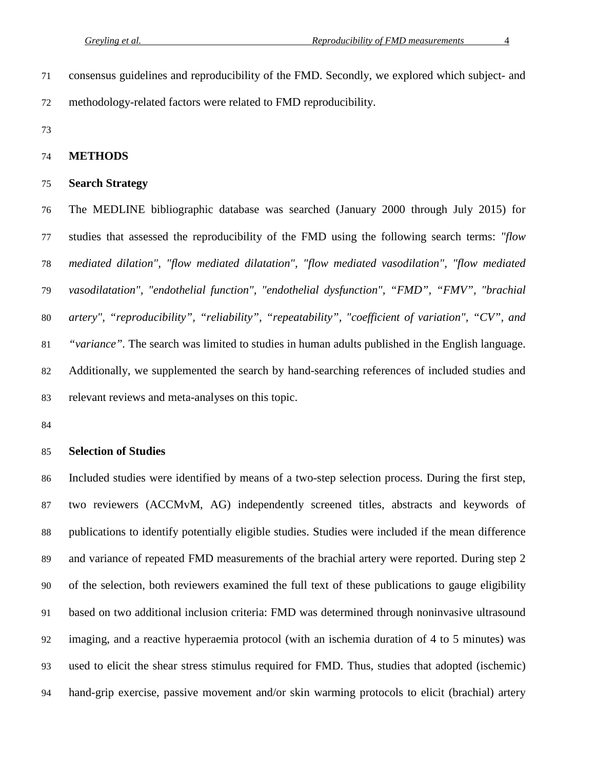consensus guidelines and reproducibility of the FMD. Secondly, we explored which subject- and methodology-related factors were related to FMD reproducibility.

## METHODS

### Search Strategy

The MEDLINE bibliographic database was searched (January 2000 through July 2015) for studies that assessed the reproducibility of the FMD using the following search terms: *"flow mediated dilation", "flow mediated dilatation", "flow mediated vasodilation", "flow mediated vasodilatation", "endothelial function", "endothelial dysfunction", "FMD", "FMV", "brachial artery", "reproducibility", "reliability", "repeatability", "coefficient of variation", "CV", and "variance"*. The search was limited to studies in human adults published in the English language. Additionally, we supplemented the search by hand-searching references of included studies and relevant reviews and meta-analyses on this topic.

### Selection of Studies

Included studies were identified by means of a two-step selection process. During the first step, two reviewers (ACCMvM, AG) independently screened titles, abstracts and keywords of publications to identify potentially eligible studies. Studies were included if the mean difference and variance of repeated FMD measurements of the brachial artery were reported. During step 2 of the selection, both reviewers examined the full text of these publications to gauge eligibility based on two additional inclusion criteria: FMD was determined through noninvasive ultrasound imaging, and a reactive hyperaemia protocol (with an ischemia duration of 4 to 5 minutes) was used to elicit the shear stress stimulus required for FMD. Thus, studies that adopted (ischemic) hand-grip exercise, passive movement and/or skin warming protocols to elicit (brachial) artery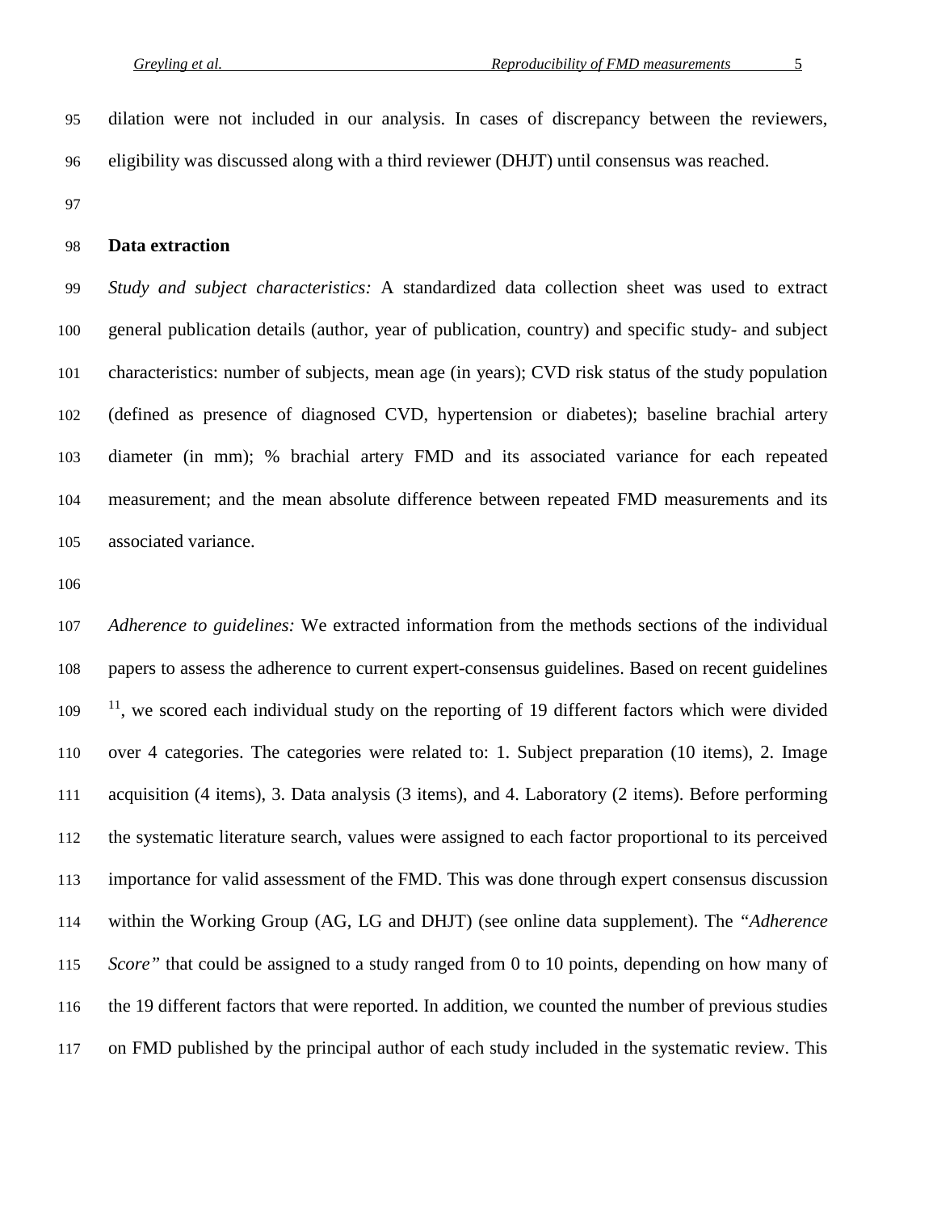dilation were not included in our analysis. In cases of discrepancy between the reviewers, eligibility was discussed along with a third reviewer (DHJT) until consensus was reached.

**Data extraction**

*Study and subject characteristics:* A standardized data collection sheet was used to extract general publication details (author, year of publication, country) and specific study- and subject characteristics: number of subjects, mean age (in years); CVD risk status of the study population (defined as presence of diagnosed CVD, hypertension or diabetes); baseline brachial artery diameter (in mm); % brachial artery FMD and its associated variance for each repeated measurement; and the mean absolute difference between repeated FMD measurements and its associated variance.

*Adherence to guidelines:* We extracted information from the methods sections of the individual papers to assess the adherence to current expert-consensus guidelines. Based on recent guidelines [11], we scored each individual study on the reporting of 19 different factors which were divided over 4 categories. The categories were related to: 1. Subject preparation (10 items), 2. Image acquisition (4 items), 3. Data analysis (3 items), and 4. Laboratory (2 items). Before performing the systematic literature search, values were assigned to each factor proportional to its perceived importance for valid assessment of the FMD. This was done through expert consensus discussion within the Working Group (AG, LG and DHJT) (see online data supplement). The *"Adherence Score"* that could be assigned to a study ranged from 0 to 10 points, depending on how many of the 19 different factors that were reported. In addition, we counted the number of previous studies on FMD published by the principal author of each study included in the systematic review. This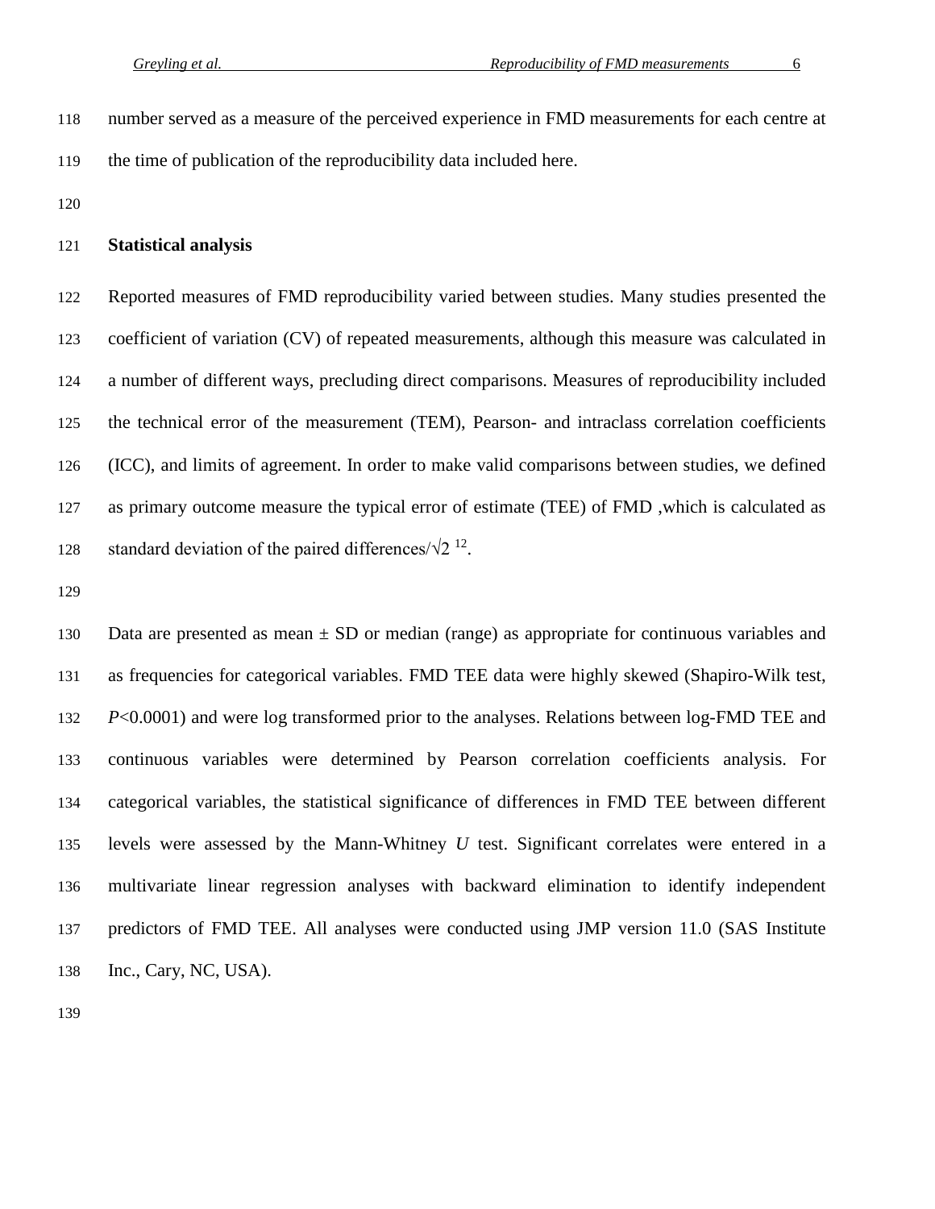number served as a measure of the perceived experience in FMD measurements for each centre at the time of publication of the reproducibility data included here.

## Statistical analysis

Reported measures of FMD reproducibility varied between studies. Many studies presented the coefficient of variation (CV) of repeated measurements, although this measure was calculated in a number of different ways, precluding direct comparisons. Measures of reproducibility included the technical error of the measurement (TEM), Pearson- and intraclass correlation coefficients (ICC), and limits of agreement. In order to make valid comparisons between studies, we defined as primary outcome measure the typical error of estimate (TEE) of FMD ,which is calculated as standard deviation of the paired differences/$\sqrt{2}$ [12].

Data are presented as mean ± SD or median (range) as appropriate for continuous variables and as frequencies for categorical variables. FMD TEE data were highly skewed (Shapiro-Wilk test, $P<0.0001$) and were log transformed prior to the analyses. Relations between log-FMD TEE and continuous variables were determined by Pearson correlation coefficients analysis. For categorical variables, the statistical significance of differences in FMD TEE between different levels were assessed by the Mann-Whitney $U$ test. Significant correlates were entered in a multivariate linear regression analyses with backward elimination to identify independent predictors of FMD TEE. All analyses were conducted using JMP version 11.0 (SAS Institute Inc., Cary, NC, USA).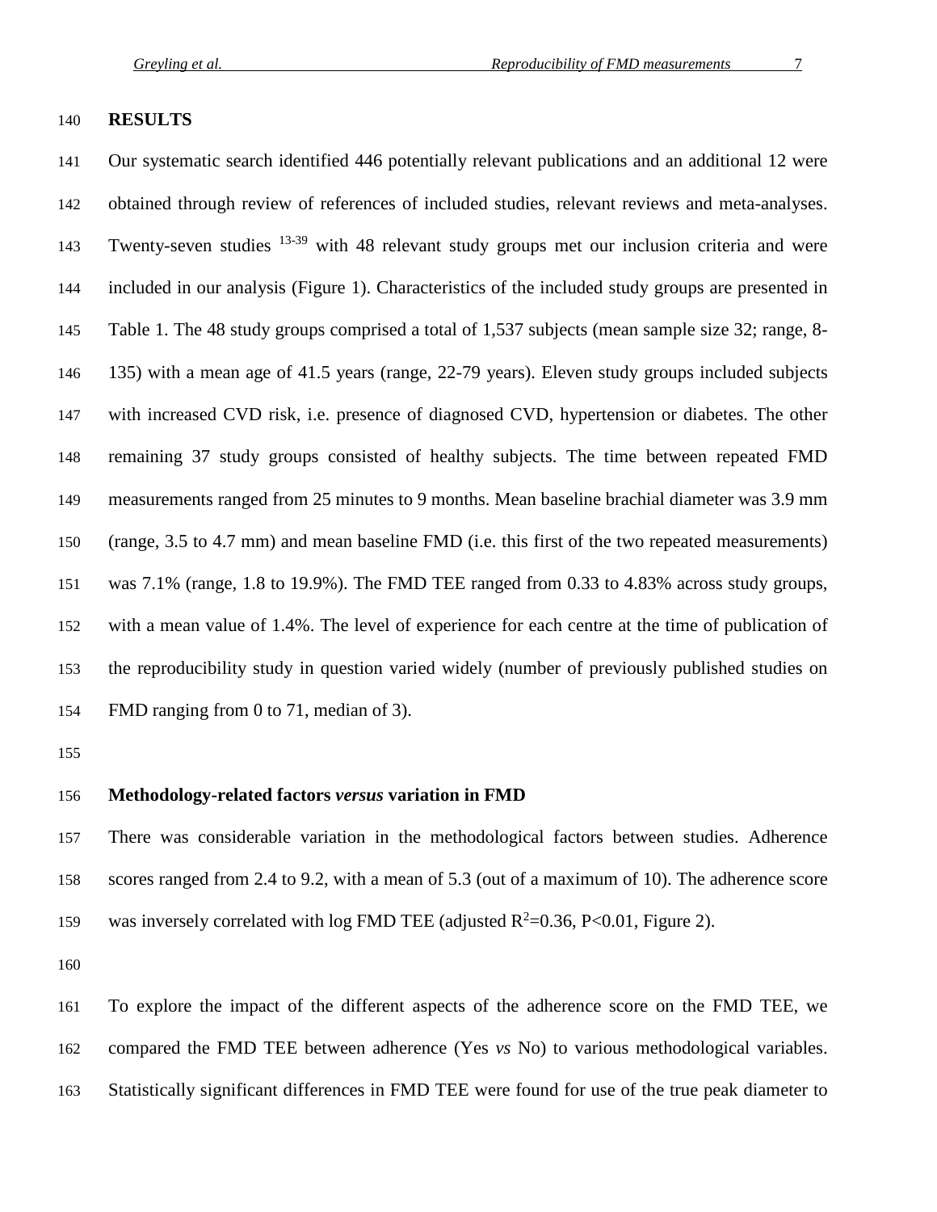## RESULTS

Our systematic search identified 446 potentially relevant publications and an additional 12 were obtained through review of references of included studies, relevant reviews and meta-analyses. Twenty-seven studies [13-39] with 48 relevant study groups met our inclusion criteria and were included in our analysis (Figure 1). Characteristics of the included study groups are presented in Table 1. The 48 study groups comprised a total of 1,537 subjects (mean sample size 32; range, 8-135) with a mean age of 41.5 years (range, 22-79 years). Eleven study groups included subjects with increased CVD risk, i.e. presence of diagnosed CVD, hypertension or diabetes. The other remaining 37 study groups consisted of healthy subjects. The time between repeated FMD measurements ranged from 25 minutes to 9 months. Mean baseline brachial diameter was 3.9 mm (range, 3.5 to 4.7 mm) and mean baseline FMD (i.e. this first of the two repeated measurements) was 7.1% (range, 1.8 to 19.9%). The FMD TEE ranged from 0.33 to 4.83% across study groups, with a mean value of 1.4%. The level of experience for each centre at the time of publication of the reproducibility study in question varied widely (number of previously published studies on FMD ranging from 0 to 71, median of 3).

### Methodology-related factors *versus* variation in FMD

There was considerable variation in the methodological factors between studies. Adherence scores ranged from 2.4 to 9.2, with a mean of 5.3 (out of a maximum of 10). The adherence score was inversely correlated with log FMD TEE (adjusted $R^2$=0.36, P<0.01, Figure 2).

To explore the impact of the different aspects of the adherence score on the FMD TEE, we compared the FMD TEE between adherence (Yes *vs* No) to various methodological variables. Statistically significant differences in FMD TEE were found for use of the true peak diameter to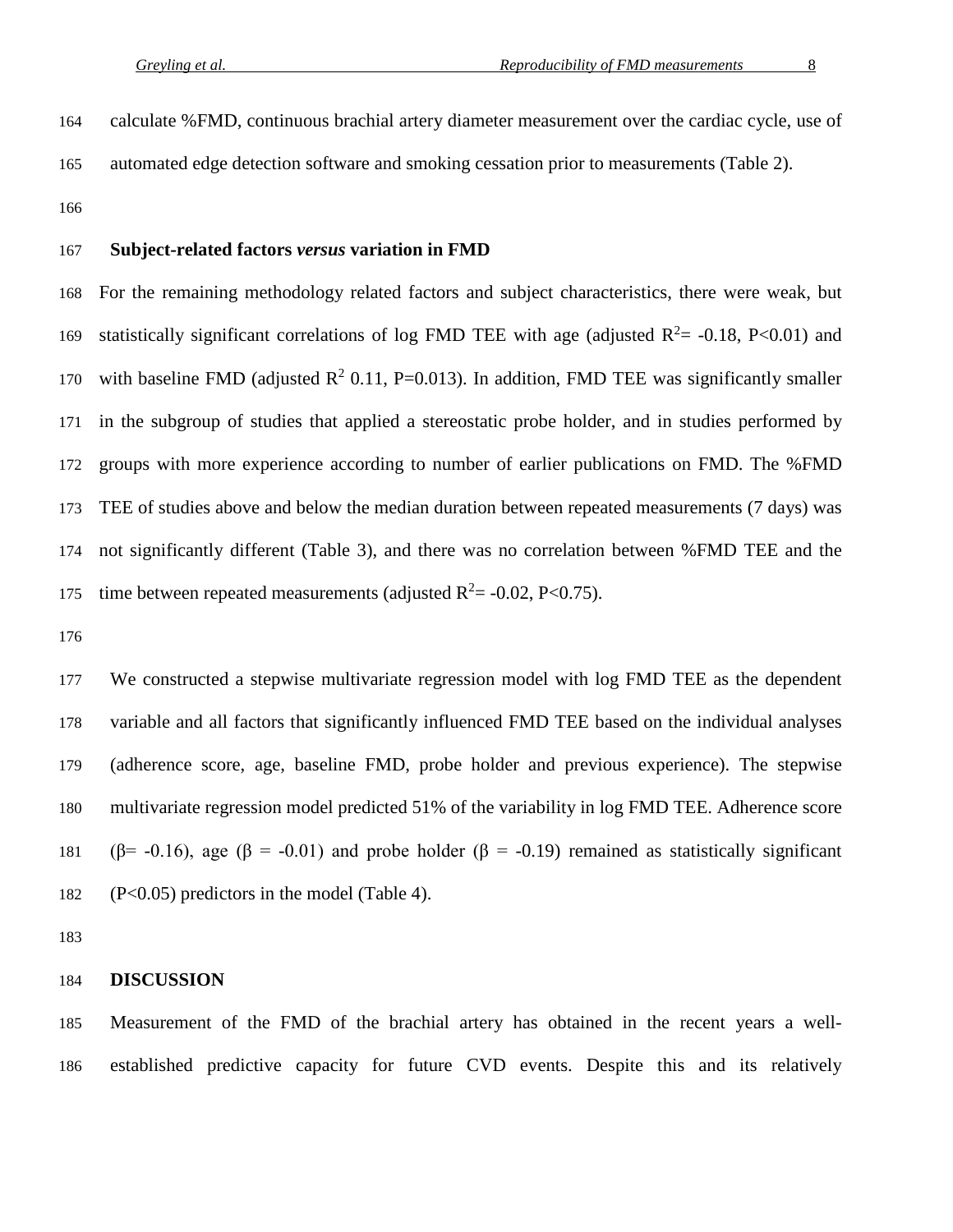calculate %FMD, continuous brachial artery diameter measurement over the cardiac cycle, use of automated edge detection software and smoking cessation prior to measurements (Table 2).

### Subject-related factors *versus* variation in FMD

For the remaining methodology related factors and subject characteristics, there were weak, but statistically significant correlations of log FMD TEE with age (adjusted $R^2$= -0.18, P<0.01) and with baseline FMD (adjusted $R^2$ 0.11, P=0.013). In addition, FMD TEE was significantly smaller in the subgroup of studies that applied a stereostatic probe holder, and in studies performed by groups with more experience according to number of earlier publications on FMD. The %FMD TEE of studies above and below the median duration between repeated measurements (7 days) was not significantly different (Table 3), and there was no correlation between %FMD TEE and the time between repeated measurements (adjusted $R^2$= -0.02, P<0.75).

We constructed a stepwise multivariate regression model with log FMD TEE as the dependent variable and all factors that significantly influenced FMD TEE based on the individual analyses (adherence score, age, baseline FMD, probe holder and previous experience). The stepwise multivariate regression model predicted 51% of the variability in log FMD TEE. Adherence score ($\beta$= -0.16), age ($\beta$ = -0.01) and probe holder ($\beta$ = -0.19) remained as statistically significant (P<0.05) predictors in the model (Table 4).

## DISCUSSION

Measurement of the FMD of the brachial artery has obtained in the recent years a well-established predictive capacity for future CVD events. Despite this and its relatively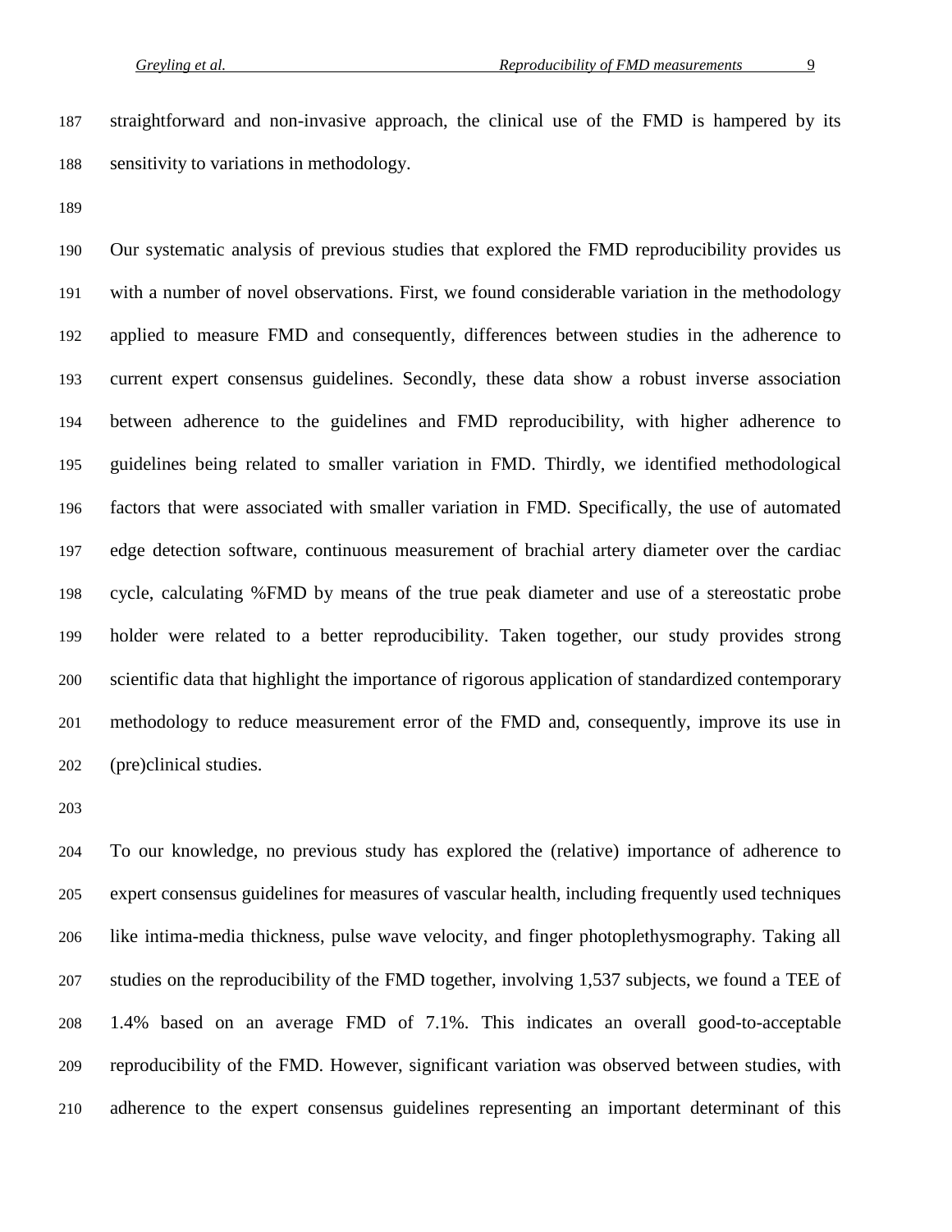straightforward and non-invasive approach, the clinical use of the FMD is hampered by its sensitivity to variations in methodology.

Our systematic analysis of previous studies that explored the FMD reproducibility provides us with a number of novel observations. First, we found considerable variation in the methodology applied to measure FMD and consequently, differences between studies in the adherence to current expert consensus guidelines. Secondly, these data show a robust inverse association between adherence to the guidelines and FMD reproducibility, with higher adherence to guidelines being related to smaller variation in FMD. Thirdly, we identified methodological factors that were associated with smaller variation in FMD. Specifically, the use of automated edge detection software, continuous measurement of brachial artery diameter over the cardiac cycle, calculating %FMD by means of the true peak diameter and use of a stereostatic probe holder were related to a better reproducibility. Taken together, our study provides strong scientific data that highlight the importance of rigorous application of standardized contemporary methodology to reduce measurement error of the FMD and, consequently, improve its use in (pre)clinical studies.

To our knowledge, no previous study has explored the (relative) importance of adherence to expert consensus guidelines for measures of vascular health, including frequently used techniques like intima-media thickness, pulse wave velocity, and finger photoplethysmography. Taking all studies on the reproducibility of the FMD together, involving 1,537 subjects, we found a TEE of 1.4% based on an average FMD of 7.1%. This indicates an overall good-to-acceptable reproducibility of the FMD. However, significant variation was observed between studies, with adherence to the expert consensus guidelines representing an important determinant of this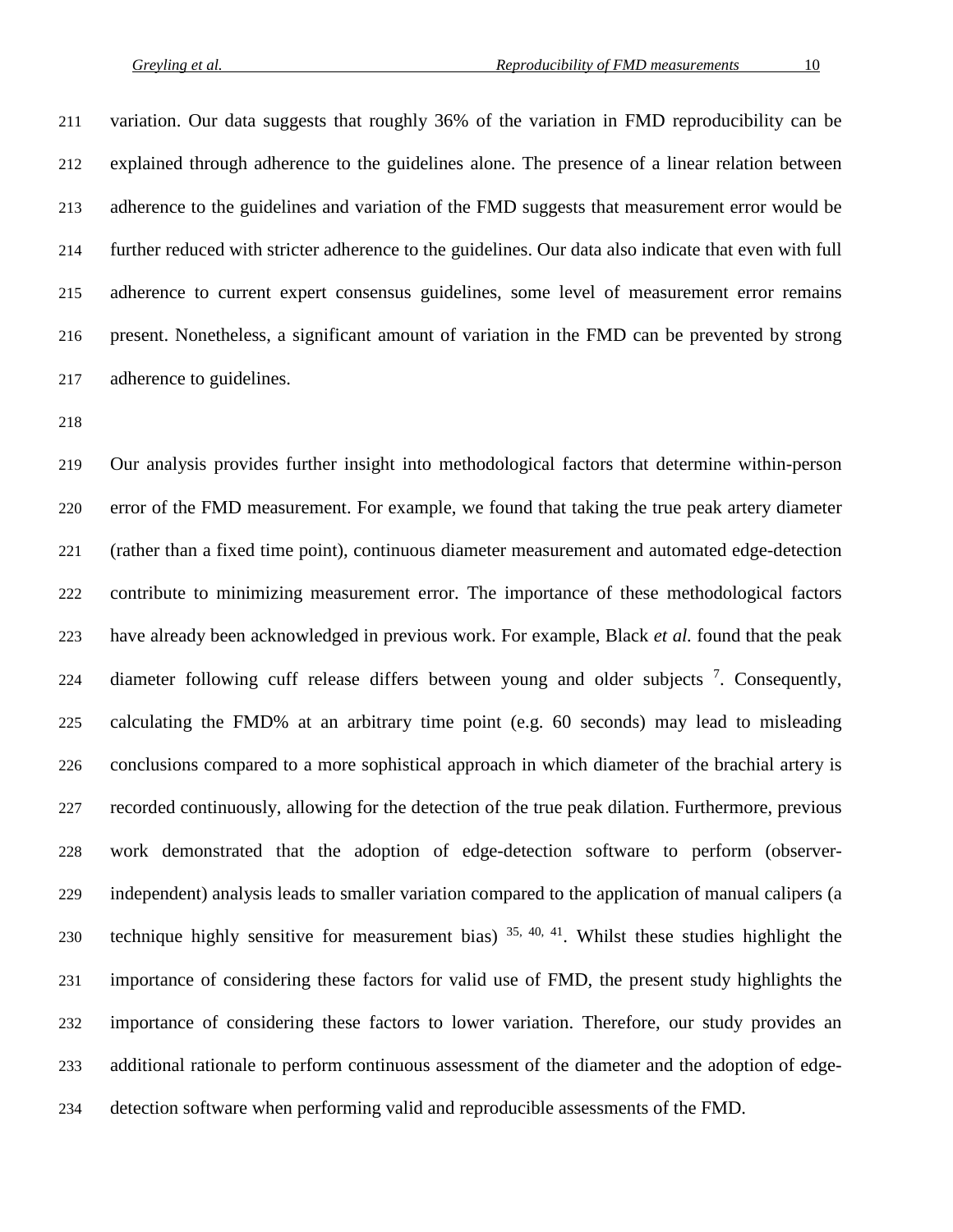variation. Our data suggests that roughly 36% of the variation in FMD reproducibility can be explained through adherence to the guidelines alone. The presence of a linear relation between adherence to the guidelines and variation of the FMD suggests that measurement error would be further reduced with stricter adherence to the guidelines. Our data also indicate that even with full adherence to current expert consensus guidelines, some level of measurement error remains present. Nonetheless, a significant amount of variation in the FMD can be prevented by strong adherence to guidelines.

Our analysis provides further insight into methodological factors that determine within-person error of the FMD measurement. For example, we found that taking the true peak artery diameter (rather than a fixed time point), continuous diameter measurement and automated edge-detection contribute to minimizing measurement error. The importance of these methodological factors have already been acknowledged in previous work. For example, Black *et al.* found that the peak diameter following cuff release differs between young and older subjects [7]. Consequently, calculating the FMD% at an arbitrary time point (e.g. 60 seconds) may lead to misleading conclusions compared to a more sophistical approach in which diameter of the brachial artery is recorded continuously, allowing for the detection of the true peak dilation. Furthermore, previous work demonstrated that the adoption of edge-detection software to perform (observer-independent) analysis leads to smaller variation compared to the application of manual calipers (a technique highly sensitive for measurement bias) [35, 40, 41]. Whilst these studies highlight the importance of considering these factors for valid use of FMD, the present study highlights the importance of considering these factors to lower variation. Therefore, our study provides an additional rationale to perform continuous assessment of the diameter and the adoption of edge-detection software when performing valid and reproducible assessments of the FMD.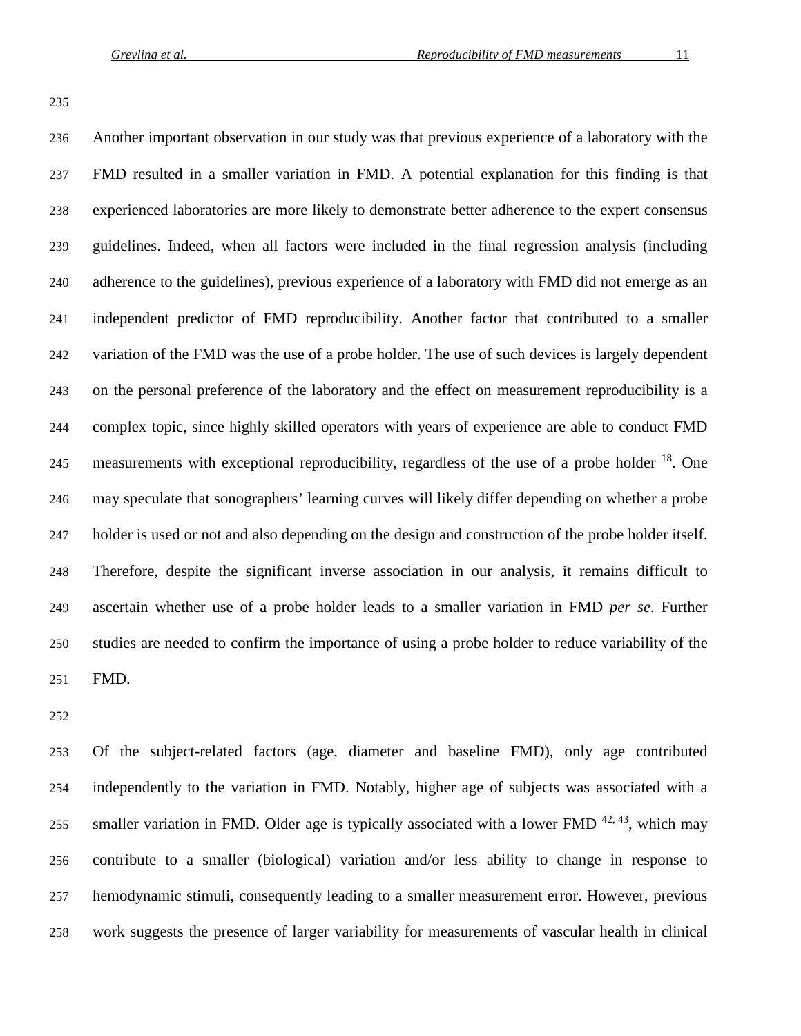Another important observation in our study was that previous experience of a laboratory with the FMD resulted in a smaller variation in FMD. A potential explanation for this finding is that experienced laboratories are more likely to demonstrate better adherence to the expert consensus guidelines. Indeed, when all factors were included in the final regression analysis (including adherence to the guidelines), previous experience of a laboratory with FMD did not emerge as an independent predictor of FMD reproducibility. Another factor that contributed to a smaller variation of the FMD was the use of a probe holder. The use of such devices is largely dependent on the personal preference of the laboratory and the effect on measurement reproducibility is a complex topic, since highly skilled operators with years of experience are able to conduct FMD measurements with exceptional reproducibility, regardless of the use of a probe holder [18]. One may speculate that sonographers' learning curves will likely differ depending on whether a probe holder is used or not and also depending on the design and construction of the probe holder itself. Therefore, despite the significant inverse association in our analysis, it remains difficult to ascertain whether use of a probe holder leads to a smaller variation in FMD *per se*. Further studies are needed to confirm the importance of using a probe holder to reduce variability of the FMD.

Of the subject-related factors (age, diameter and baseline FMD), only age contributed independently to the variation in FMD. Notably, higher age of subjects was associated with a smaller variation in FMD. Older age is typically associated with a lower FMD [42, 43], which may contribute to a smaller (biological) variation and/or less ability to change in response to hemodynamic stimuli, consequently leading to a smaller measurement error. However, previous work suggests the presence of larger variability for measurements of vascular health in clinical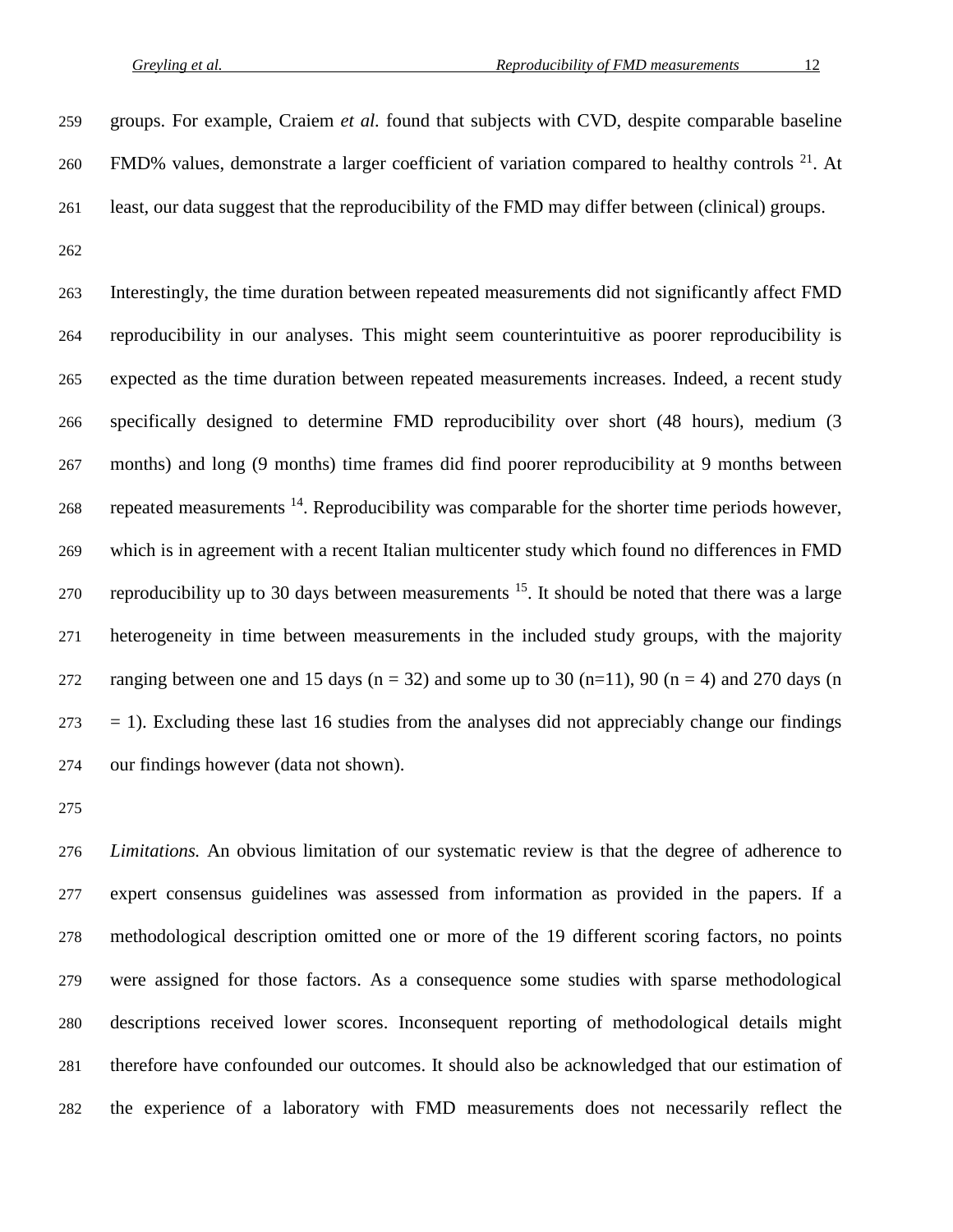groups. For example, Craiem *et al.* found that subjects with CVD, despite comparable baseline FMD% values, demonstrate a larger coefficient of variation compared to healthy controls [21]. At least, our data suggest that the reproducibility of the FMD may differ between (clinical) groups.

Interestingly, the time duration between repeated measurements did not significantly affect FMD reproducibility in our analyses. This might seem counterintuitive as poorer reproducibility is expected as the time duration between repeated measurements increases. Indeed, a recent study specifically designed to determine FMD reproducibility over short (48 hours), medium (3 months) and long (9 months) time frames did find poorer reproducibility at 9 months between repeated measurements [14]. Reproducibility was comparable for the shorter time periods however, which is in agreement with a recent Italian multicenter study which found no differences in FMD reproducibility up to 30 days between measurements [15]. It should be noted that there was a large heterogeneity in time between measurements in the included study groups, with the majority ranging between one and 15 days (n = 32) and some up to 30 (n=11), 90 (n = 4) and 270 days (n = 1). Excluding these last 16 studies from the analyses did not appreciably change our findings our findings however (data not shown).

*Limitations.* An obvious limitation of our systematic review is that the degree of adherence to expert consensus guidelines was assessed from information as provided in the papers. If a methodological description omitted one or more of the 19 different scoring factors, no points were assigned for those factors. As a consequence some studies with sparse methodological descriptions received lower scores. Inconsequent reporting of methodological details might therefore have confounded our outcomes. It should also be acknowledged that our estimation of the experience of a laboratory with FMD measurements does not necessarily reflect the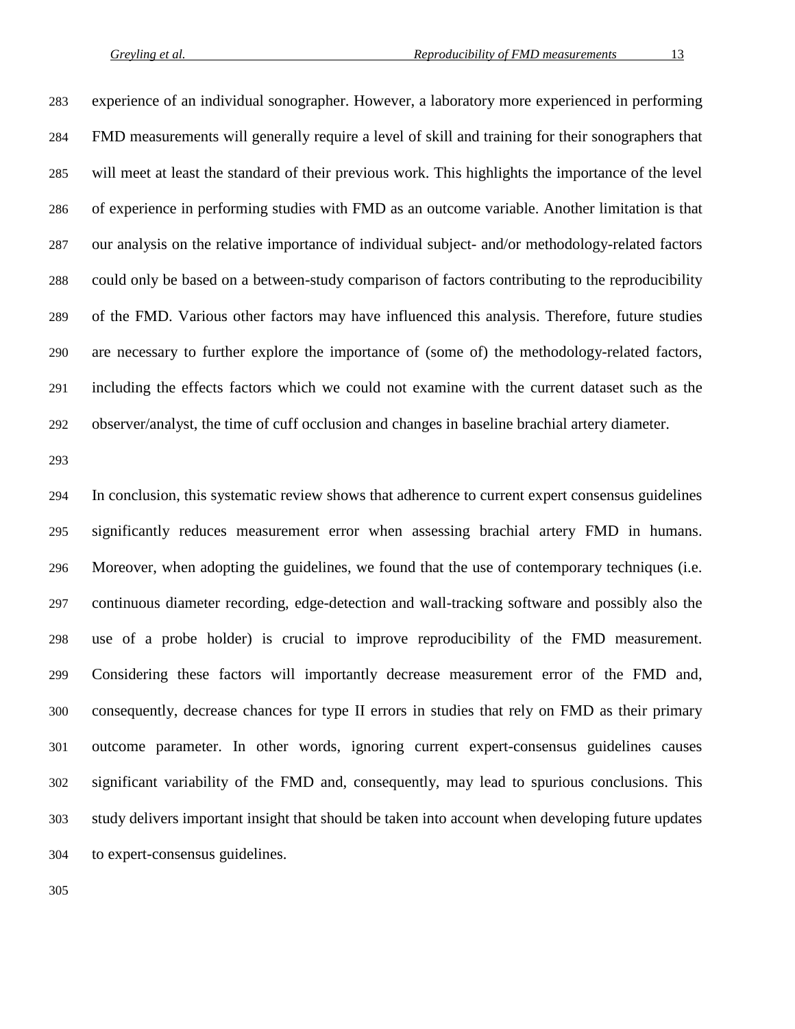experience of an individual sonographer. However, a laboratory more experienced in performing FMD measurements will generally require a level of skill and training for their sonographers that will meet at least the standard of their previous work. This highlights the importance of the level of experience in performing studies with FMD as an outcome variable. Another limitation is that our analysis on the relative importance of individual subject- and/or methodology-related factors could only be based on a between-study comparison of factors contributing to the reproducibility of the FMD. Various other factors may have influenced this analysis. Therefore, future studies are necessary to further explore the importance of (some of) the methodology-related factors, including the effects factors which we could not examine with the current dataset such as the observer/analyst, the time of cuff occlusion and changes in baseline brachial artery diameter.

In conclusion, this systematic review shows that adherence to current expert consensus guidelines significantly reduces measurement error when assessing brachial artery FMD in humans. Moreover, when adopting the guidelines, we found that the use of contemporary techniques (i.e. continuous diameter recording, edge-detection and wall-tracking software and possibly also the use of a probe holder) is crucial to improve reproducibility of the FMD measurement. Considering these factors will importantly decrease measurement error of the FMD and, consequently, decrease chances for type II errors in studies that rely on FMD as their primary outcome parameter. In other words, ignoring current expert-consensus guidelines causes significant variability of the FMD and, consequently, may lead to spurious conclusions. This study delivers important insight that should be taken into account when developing future updates to expert-consensus guidelines.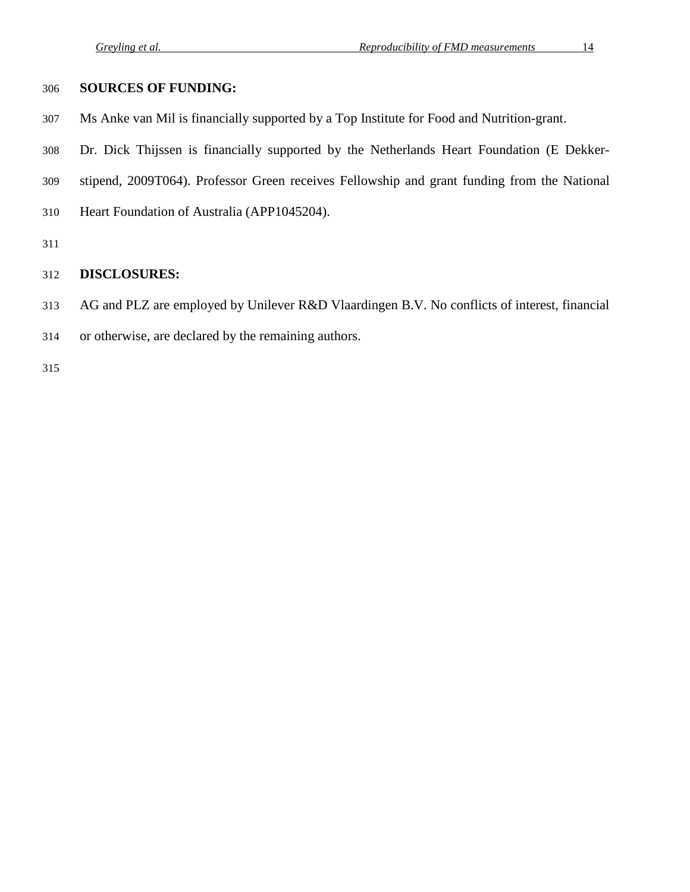## SOURCES OF FUNDING:

Ms Anke van Mil is financially supported by a Top Institute for Food and Nutrition-grant. Dr. Dick Thijssen is financially supported by the Netherlands Heart Foundation (E Dekker-stipend, 2009T064). Professor Green receives Fellowship and grant funding from the National Heart Foundation of Australia (APP1045204).

## DISCLOSURES:

AG and PLZ are employed by Unilever R&D Vlaardingen B.V. No conflicts of interest, financial or otherwise, are declared by the remaining authors.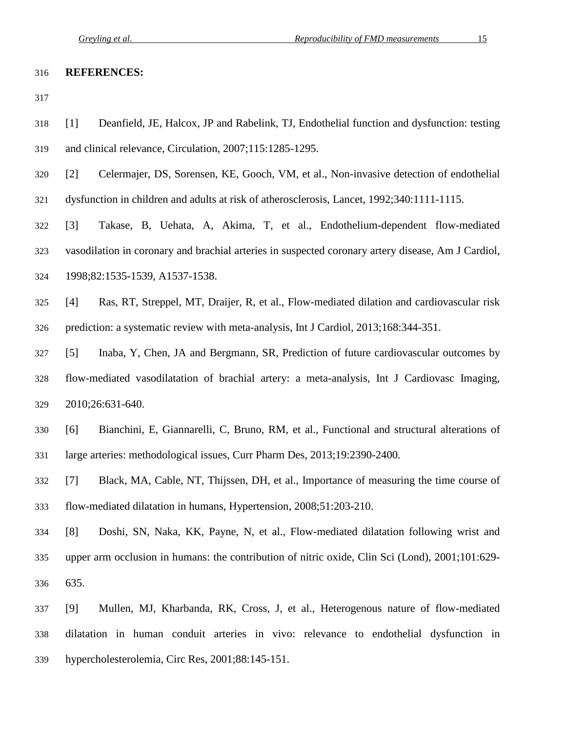**REFERENCES:**

[1] Deanfield, JE, Halcox, JP and Rabelink, TJ, Endothelial function and dysfunction: testing and clinical relevance, Circulation, 2007;115:1285-1295.

[2] Celermajer, DS, Sorensen, KE, Gooch, VM, et al., Non-invasive detection of endothelial dysfunction in children and adults at risk of atherosclerosis, Lancet, 1992;340:1111-1115.

[3] Takase, B, Uehata, A, Akima, T, et al., Endothelium-dependent flow-mediated vasodilation in coronary and brachial arteries in suspected coronary artery disease, Am J Cardiol, 1998;82:1535-1539, A1537-1538.

[4] Ras, RT, Streppel, MT, Draijer, R, et al., Flow-mediated dilation and cardiovascular risk prediction: a systematic review with meta-analysis, Int J Cardiol, 2013;168:344-351.

[5] Inaba, Y, Chen, JA and Bergmann, SR, Prediction of future cardiovascular outcomes by flow-mediated vasodilatation of brachial artery: a meta-analysis, Int J Cardiovasc Imaging, 2010;26:631-640.

[6] Bianchini, E, Giannarelli, C, Bruno, RM, et al., Functional and structural alterations of large arteries: methodological issues, Curr Pharm Des, 2013;19:2390-2400.

[7] Black, MA, Cable, NT, Thijssen, DH, et al., Importance of measuring the time course of flow-mediated dilatation in humans, Hypertension, 2008;51:203-210.

[8] Doshi, SN, Naka, KK, Payne, N, et al., Flow-mediated dilatation following wrist and upper arm occlusion in humans: the contribution of nitric oxide, Clin Sci (Lond), 2001;101:629-635.

[9] Mullen, MJ, Kharbanda, RK, Cross, J, et al., Heterogenous nature of flow-mediated dilatation in human conduit arteries in vivo: relevance to endothelial dysfunction in hypercholesterolemia, Circ Res, 2001;88:145-151.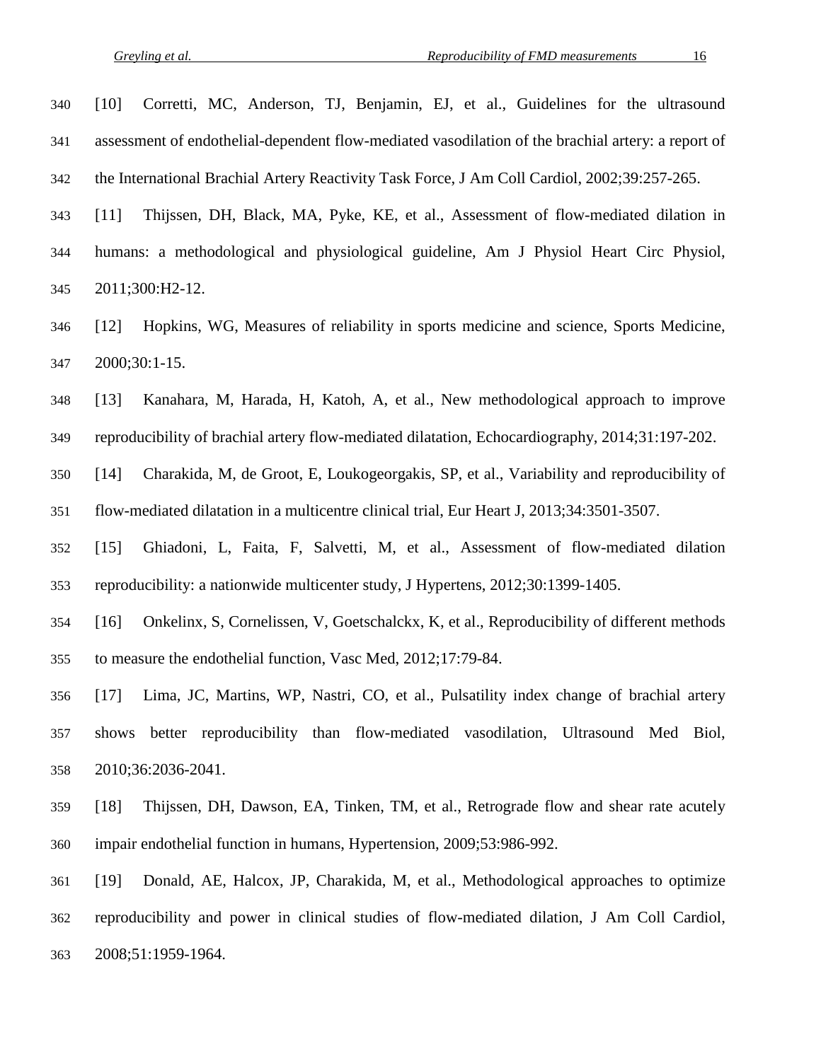[10] Corretti, MC, Anderson, TJ, Benjamin, EJ, et al., Guidelines for the ultrasound assessment of endothelial-dependent flow-mediated vasodilation of the brachial artery: a report of the International Brachial Artery Reactivity Task Force, J Am Coll Cardiol, 2002;39:257-265.

[11] Thijssen, DH, Black, MA, Pyke, KE, et al., Assessment of flow-mediated dilation in humans: a methodological and physiological guideline, Am J Physiol Heart Circ Physiol, 2011;300:H2-12.

[12] Hopkins, WG, Measures of reliability in sports medicine and science, Sports Medicine, 2000;30:1-15.

[13] Kanahara, M, Harada, H, Katoh, A, et al., New methodological approach to improve reproducibility of brachial artery flow-mediated dilatation, Echocardiography, 2014;31:197-202.

[14] Charakida, M, de Groot, E, Loukogeorgakis, SP, et al., Variability and reproducibility of flow-mediated dilatation in a multicentre clinical trial, Eur Heart J, 2013;34:3501-3507.

[15] Ghiadoni, L, Faita, F, Salvetti, M, et al., Assessment of flow-mediated dilation reproducibility: a nationwide multicenter study, J Hypertens, 2012;30:1399-1405.

[16] Onkelinx, S, Cornelissen, V, Goetschalckx, K, et al., Reproducibility of different methods to measure the endothelial function, Vasc Med, 2012;17:79-84.

[17] Lima, JC, Martins, WP, Nastri, CO, et al., Pulsatility index change of brachial artery shows better reproducibility than flow-mediated vasodilation, Ultrasound Med Biol, 2010;36:2036-2041.

[18] Thijssen, DH, Dawson, EA, Tinken, TM, et al., Retrograde flow and shear rate acutely impair endothelial function in humans, Hypertension, 2009;53:986-992.

[19] Donald, AE, Halcox, JP, Charakida, M, et al., Methodological approaches to optimize reproducibility and power in clinical studies of flow-mediated dilation, J Am Coll Cardiol, 2008;51:1959-1964.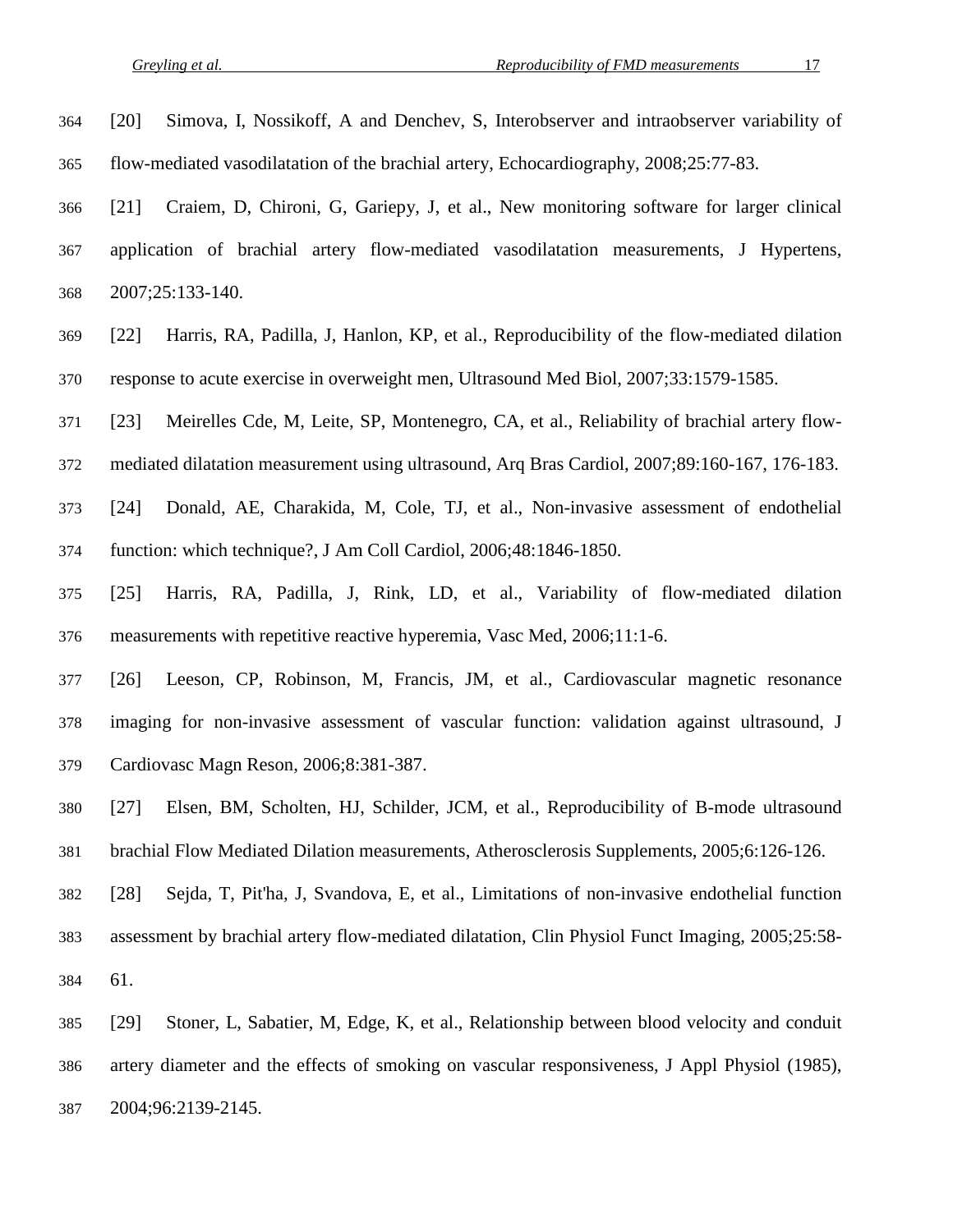[20] Simova, I, Nossikoff, A and Denchev, S, Interobserver and intraobserver variability of flow-mediated vasodilatation of the brachial artery, Echocardiography, 2008;25:77-83.

[21] Craiem, D, Chironi, G, Gariepy, J, et al., New monitoring software for larger clinical application of brachial artery flow-mediated vasodilatation measurements, J Hypertens, 2007;25:133-140.

[22] Harris, RA, Padilla, J, Hanlon, KP, et al., Reproducibility of the flow-mediated dilation response to acute exercise in overweight men, Ultrasound Med Biol, 2007;33:1579-1585.

[23] Meirelles Cde, M, Leite, SP, Montenegro, CA, et al., Reliability of brachial artery flow-mediated dilatation measurement using ultrasound, Arq Bras Cardiol, 2007;89:160-167, 176-183.

[24] Donald, AE, Charakida, M, Cole, TJ, et al., Non-invasive assessment of endothelial function: which technique?, J Am Coll Cardiol, 2006;48:1846-1850.

[25] Harris, RA, Padilla, J, Rink, LD, et al., Variability of flow-mediated dilation measurements with repetitive reactive hyperemia, Vasc Med, 2006;11:1-6.

[26] Leeson, CP, Robinson, M, Francis, JM, et al., Cardiovascular magnetic resonance imaging for non-invasive assessment of vascular function: validation against ultrasound, J Cardiovasc Magn Reson, 2006;8:381-387.

[27] Elsen, BM, Scholten, HJ, Schilder, JCM, et al., Reproducibility of B-mode ultrasound brachial Flow Mediated Dilation measurements, Atherosclerosis Supplements, 2005;6:126-126.

[28] Sejda, T, Pit'ha, J, Svandova, E, et al., Limitations of non-invasive endothelial function assessment by brachial artery flow-mediated dilatation, Clin Physiol Funct Imaging, 2005;25:58-61.

[29] Stoner, L, Sabatier, M, Edge, K, et al., Relationship between blood velocity and conduit artery diameter and the effects of smoking on vascular responsiveness, J Appl Physiol (1985), 2004;96:2139-2145.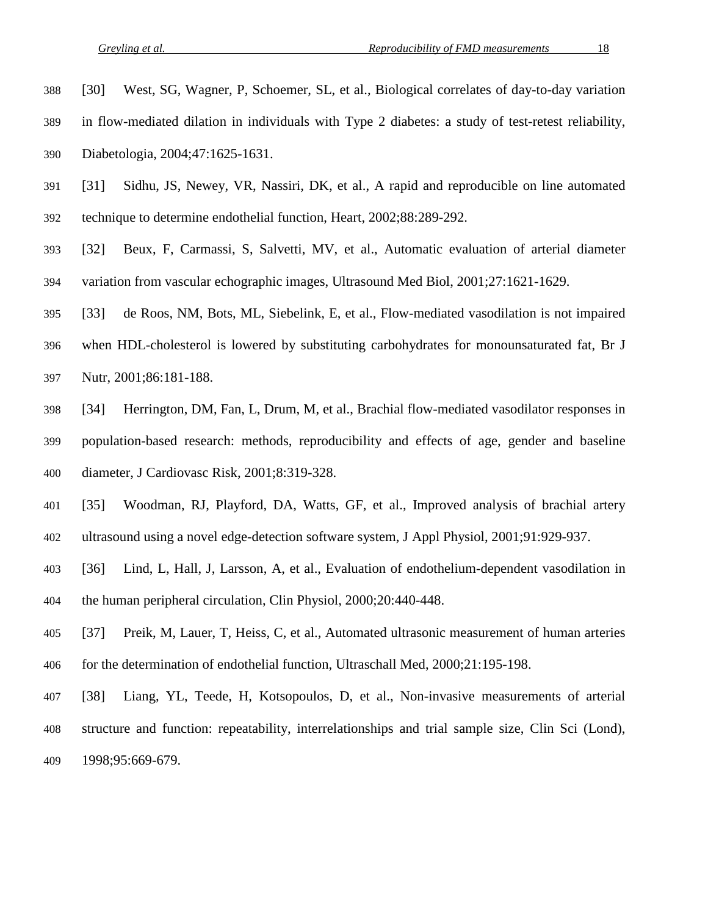[30] West, SG, Wagner, P, Schoemer, SL, et al., Biological correlates of day-to-day variation in flow-mediated dilation in individuals with Type 2 diabetes: a study of test-retest reliability, Diabetologia, 2004;47:1625-1631.

[31] Sidhu, JS, Newey, VR, Nassiri, DK, et al., A rapid and reproducible on line automated technique to determine endothelial function, Heart, 2002;88:289-292.

[32] Beux, F, Carmassi, S, Salvetti, MV, et al., Automatic evaluation of arterial diameter variation from vascular echographic images, Ultrasound Med Biol, 2001;27:1621-1629.

[33] de Roos, NM, Bots, ML, Siebelink, E, et al., Flow-mediated vasodilation is not impaired when HDL-cholesterol is lowered by substituting carbohydrates for monounsaturated fat, Br J Nutr, 2001;86:181-188.

[34] Herrington, DM, Fan, L, Drum, M, et al., Brachial flow-mediated vasodilator responses in population-based research: methods, reproducibility and effects of age, gender and baseline diameter, J Cardiovasc Risk, 2001;8:319-328.

[35] Woodman, RJ, Playford, DA, Watts, GF, et al., Improved analysis of brachial artery ultrasound using a novel edge-detection software system, J Appl Physiol, 2001;91:929-937.

[36] Lind, L, Hall, J, Larsson, A, et al., Evaluation of endothelium-dependent vasodilation in the human peripheral circulation, Clin Physiol, 2000;20:440-448.

[37] Preik, M, Lauer, T, Heiss, C, et al., Automated ultrasonic measurement of human arteries for the determination of endothelial function, Ultraschall Med, 2000;21:195-198.

[38] Liang, YL, Teede, H, Kotsopoulos, D, et al., Non-invasive measurements of arterial structure and function: repeatability, interrelationships and trial sample size, Clin Sci (Lond), 1998;95:669-679.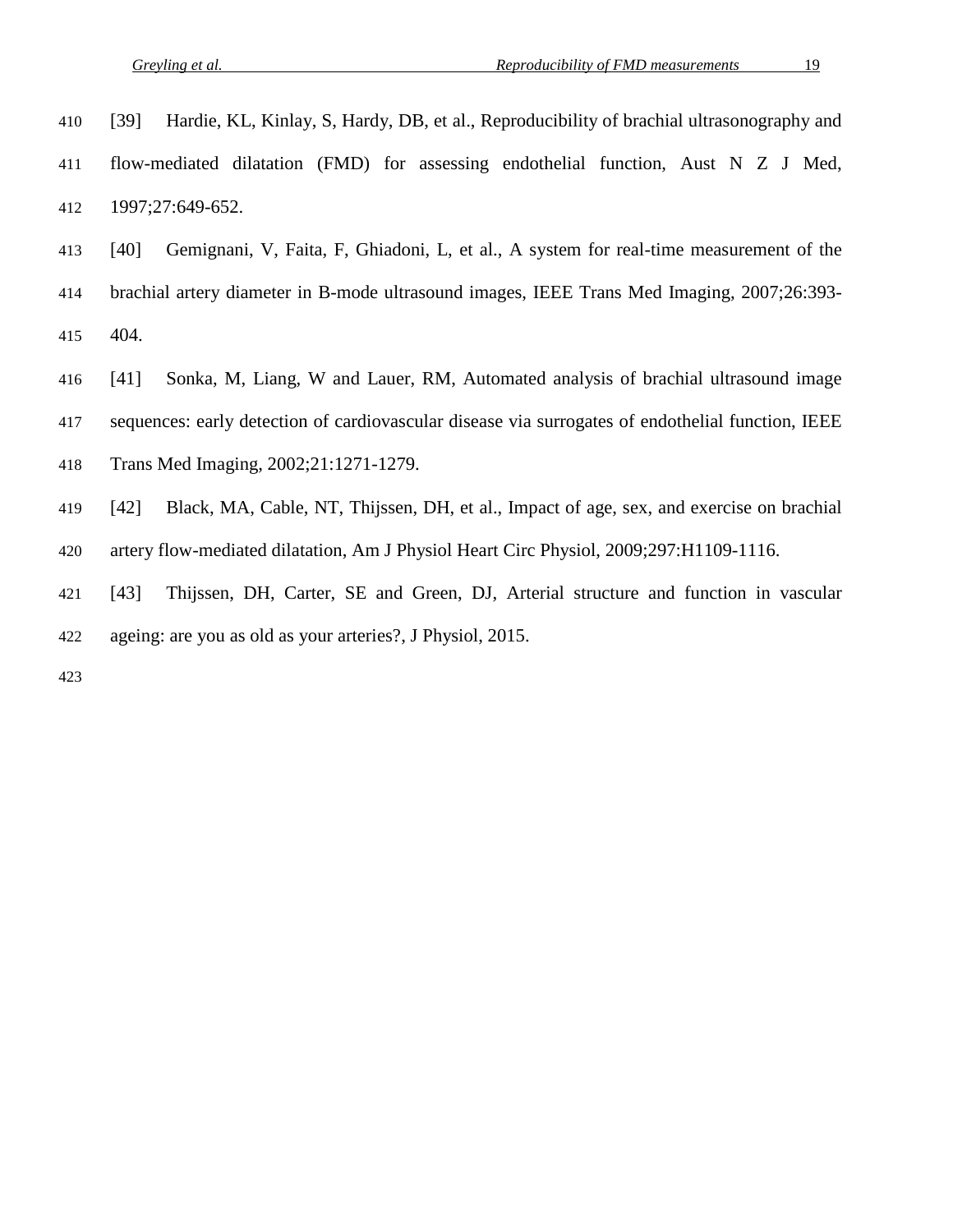[39] Hardie, KL, Kinlay, S, Hardy, DB, et al., Reproducibility of brachial ultrasonography and flow-mediated dilatation (FMD) for assessing endothelial function, Aust N Z J Med, 1997;27:649-652.

[40] Gemignani, V, Faita, F, Ghiadoni, L, et al., A system for real-time measurement of the brachial artery diameter in B-mode ultrasound images, IEEE Trans Med Imaging, 2007;26:393-404.

[41] Sonka, M, Liang, W and Lauer, RM, Automated analysis of brachial ultrasound image sequences: early detection of cardiovascular disease via surrogates of endothelial function, IEEE Trans Med Imaging, 2002;21:1271-1279.

[42] Black, MA, Cable, NT, Thijssen, DH, et al., Impact of age, sex, and exercise on brachial artery flow-mediated dilatation, Am J Physiol Heart Circ Physiol, 2009;297:H1109-1116.

[43] Thijssen, DH, Carter, SE and Green, DJ, Arterial structure and function in vascular ageing: are you as old as your arteries?, J Physiol, 2015.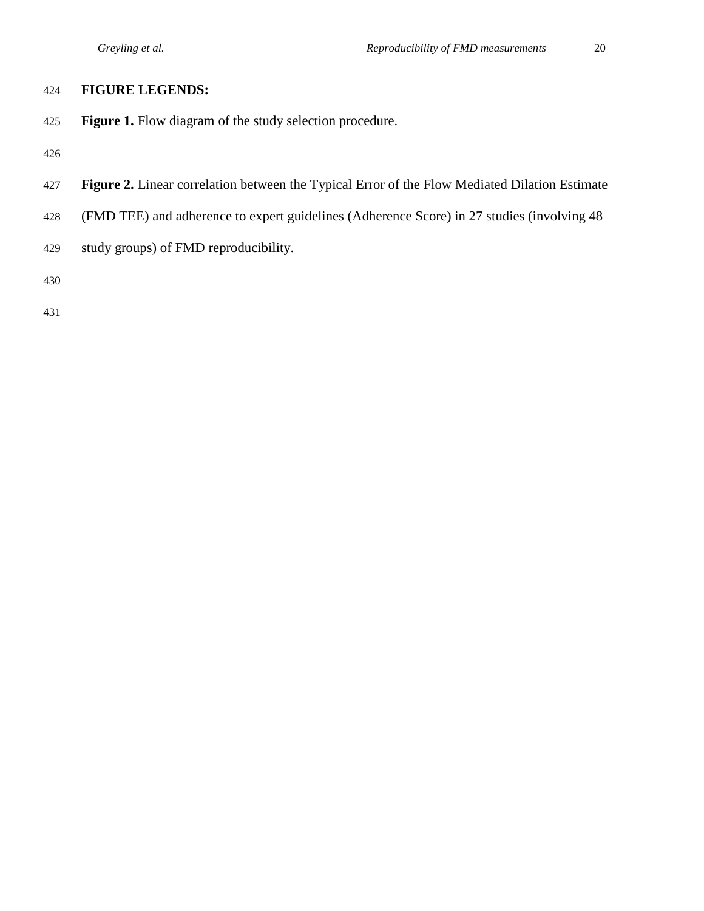## FIGURE LEGENDS:

**Figure 1.** Flow diagram of the study selection procedure.

**Figure 2.** Linear correlation between the Typical Error of the Flow Mediated Dilation Estimate (FMD TEE) and adherence to expert guidelines (Adherence Score) in 27 studies (involving 48 study groups) of FMD reproducibility.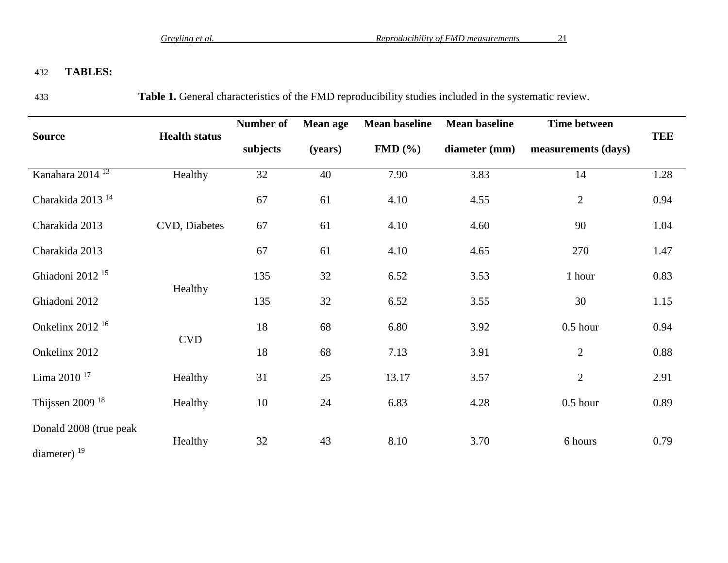**TABLES:**

**Table 1.** General characteristics of the FMD reproducibility studies included in the systematic review.

| Source | Health status | Number of subjects | Mean age (years) | Mean baseline FMD (%) | Mean baseline diameter (mm) | Time between measurements (days) | TEE |
|---|---|---|---|---|---|---|---|
| Kanahara 2014 [13] | Healthy | 32 | 40 | 7.90 | 3.83 | 14 | 1.28 |
| Charakida 2013 [14] | CVD, Diabetes | 67 | 61 | 4.10 | 4.55 | 2 | 0.94 |
| Charakida 2013 | | 67 | 61 | 4.10 | 4.60 | 90 | 1.04 |
| Charakida 2013 | | 67 | 61 | 4.10 | 4.65 | 270 | 1.47 |
| Ghiadoni 2012 [15] | Healthy | 135 | 32 | 6.52 | 3.53 | 1 hour | 0.83 |
| Ghiadoni 2012 | | 135 | 32 | 6.52 | 3.55 | 30 | 1.15 |
| Onkelinx 2012 [16] | CVD | 18 | 68 | 6.80 | 3.92 | 0.5 hour | 0.94 |
| Onkelinx 2012 | | 18 | 68 | 7.13 | 3.91 | 2 | 0.88 |
| Lima 2010 [17] | Healthy | 31 | 25 | 13.17 | 3.57 | 2 | 2.91 |
| Thijssen 2009 [18] | Healthy | 10 | 24 | 6.83 | 4.28 | 0.5 hour | 0.89 |
| Donald 2008 (true peak diameter) [19] | Healthy | 32 | 43 | 8.10 | 3.70 | 6 hours | 0.79 |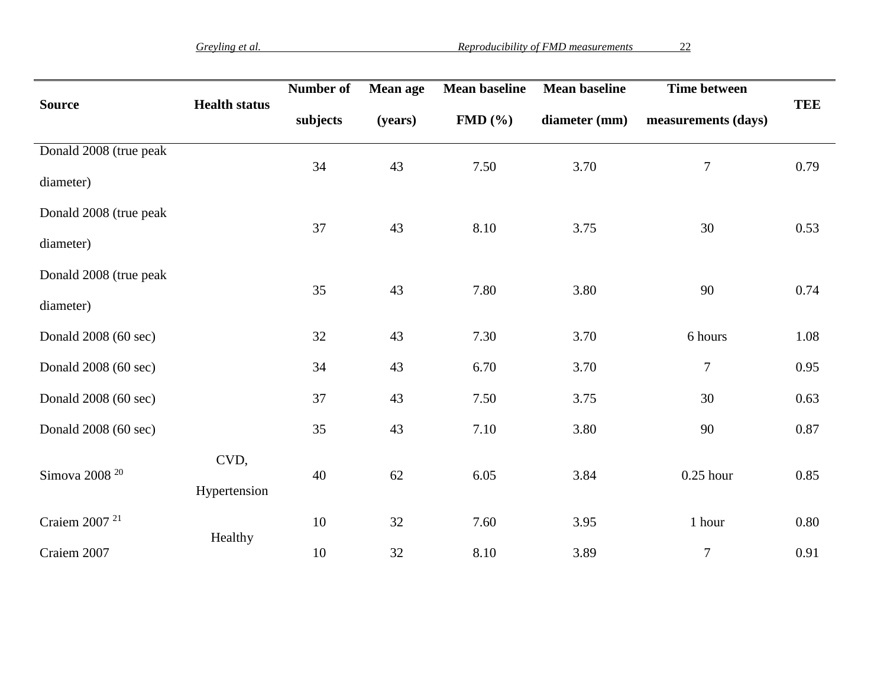| Source | Health status | Number of subjects | Mean age (years) | Mean baseline FMD (%) | Mean baseline diameter (mm) | Time between measurements (days) | TEE |
|---|---|---|---|---|---|---|---|
| Donald 2008 (true peak diameter) | | 34 | 43 | 7.50 | 3.70 | 7 | 0.79 |
| Donald 2008 (true peak diameter) | | 37 | 43 | 8.10 | 3.75 | 30 | 0.53 |
| Donald 2008 (true peak diameter) | | 35 | 43 | 7.80 | 3.80 | 90 | 0.74 |
| Donald 2008 (60 sec) | | 32 | 43 | 7.30 | 3.70 | 6 hours | 1.08 |
| Donald 2008 (60 sec) | | 34 | 43 | 6.70 | 3.70 | 7 | 0.95 |
| Donald 2008 (60 sec) | | 37 | 43 | 7.50 | 3.75 | 30 | 0.63 |
| Donald 2008 (60 sec) | | 35 | 43 | 7.10 | 3.80 | 90 | 0.87 |
| Simova 2008 [20] | CVD, Hypertension | 40 | 62 | 6.05 | 3.84 | 0.25 hour | 0.85 |
| Craiem 2007 [21] | Healthy | 10 | 32 | 7.60 | 3.95 | 1 hour | 0.80 |
| Craiem 2007 | Healthy | 10 | 32 | 8.10 | 3.89 | 7 | 0.91 |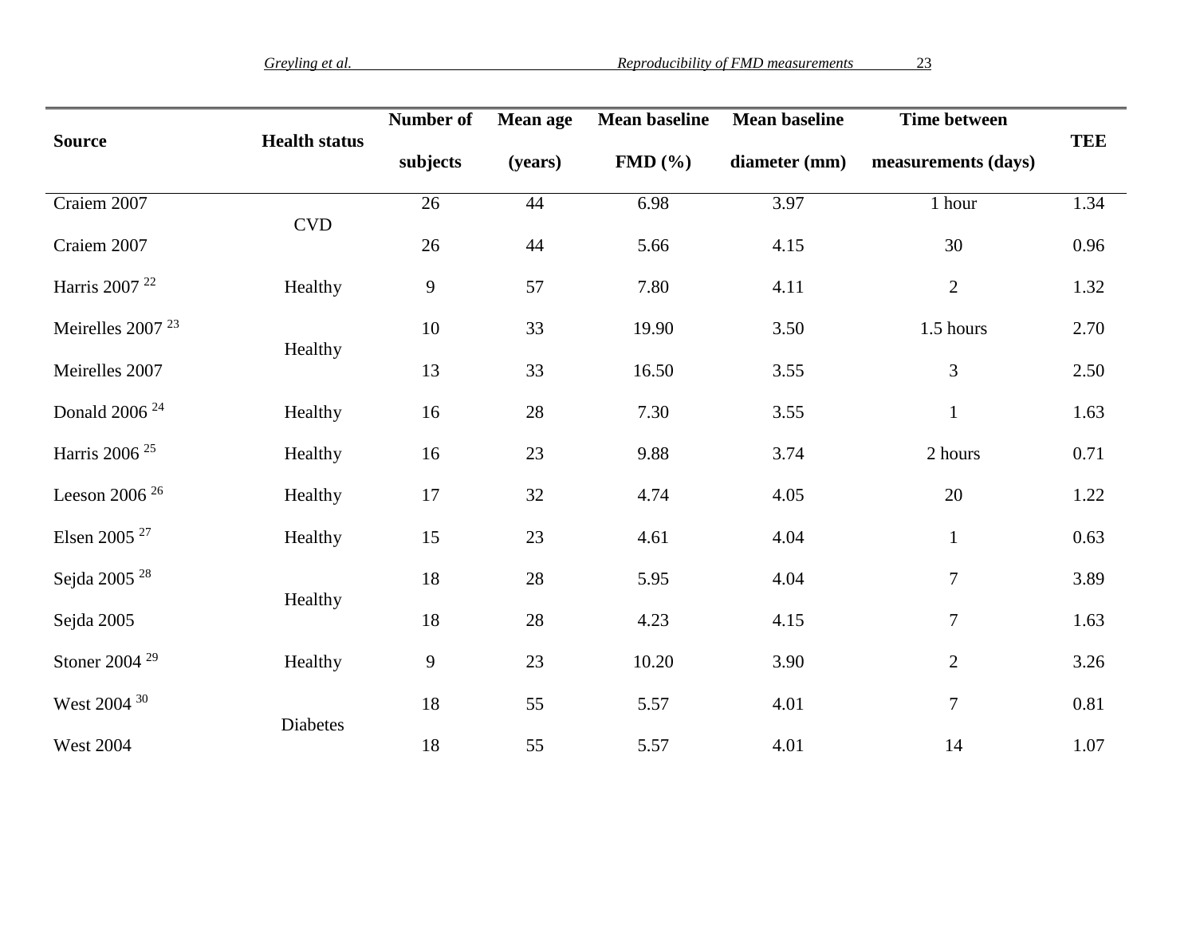| Source | Health status | Number of subjects | Mean age (years) | Mean baseline FMD (%) | Mean baseline diameter (mm) | Time between measurements (days) | TEE |
|---|---|---|---|---|---|---|---|
| Craiem 2007 | CVD | 26 | 44 | 6.98 | 3.97 | 1 hour | 1.34 |
| Craiem 2007 | | 26 | 44 | 5.66 | 4.15 | 30 | 0.96 |
| Harris 2007 [22] | Healthy | 9 | 57 | 7.80 | 4.11 | 2 | 1.32 |
| Meirelles 2007 [23] | Healthy | 10 | 33 | 19.90 | 3.50 | 1.5 hours | 2.70 |
| Meirelles 2007 | | 13 | 33 | 16.50 | 3.55 | 3 | 2.50 |
| Donald 2006 [24] | Healthy | 16 | 28 | 7.30 | 3.55 | 1 | 1.63 |
| Harris 2006 [25] | Healthy | 16 | 23 | 9.88 | 3.74 | 2 hours | 0.71 |
| Leeson 2006 [26] | Healthy | 17 | 32 | 4.74 | 4.05 | 20 | 1.22 |
| Elsen 2005 [27] | Healthy | 15 | 23 | 4.61 | 4.04 | 1 | 0.63 |
| Sejda 2005 [28] | Healthy | 18 | 28 | 5.95 | 4.04 | 7 | 3.89 |
| Sejda 2005 | | 18 | 28 | 4.23 | 4.15 | 7 | 1.63 |
| Stoner 2004 [29] | Healthy | 9 | 23 | 10.20 | 3.90 | 2 | 3.26 |
| West 2004 [30] | Diabetes | 18 | 55 | 5.57 | 4.01 | 7 | 0.81 |
| West 2004 | | 18 | 55 | 5.57 | 4.01 | 14 | 1.07 |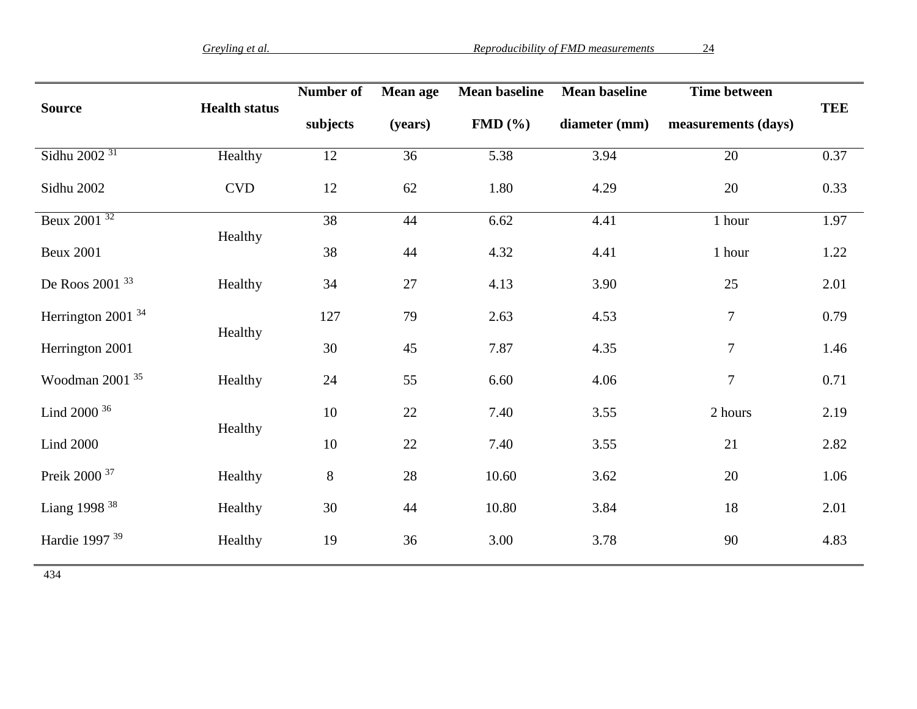| Source | Health status | Number of subjects | Mean age (years) | Mean baseline FMD (%) | Mean baseline diameter (mm) | Time between measurements (days) | TEE |
|---|---|---|---|---|---|---|---|
| Sidhu 2002 [31] | Healthy | 12 | 36 | 5.38 | 3.94 | 20 | 0.37 |
| Sidhu 2002 | CVD | 12 | 62 | 1.80 | 4.29 | 20 | 0.33 |
| Beux 2001 [32] | Healthy | 38 | 44 | 6.62 | 4.41 | 1 hour | 1.97 |
| Beux 2001 | | 38 | 44 | 4.32 | 4.41 | 1 hour | 1.22 |
| De Roos 2001 [33] | Healthy | 34 | 27 | 4.13 | 3.90 | 25 | 2.01 |
| Herrington 2001 [34] | Healthy | 127 | 79 | 2.63 | 4.53 | 7 | 0.79 |
| Herrington 2001 | | 30 | 45 | 7.87 | 4.35 | 7 | 1.46 |
| Woodman 2001 [35] | Healthy | 24 | 55 | 6.60 | 4.06 | 7 | 0.71 |
| Lind 2000 [36] | Healthy | 10 | 22 | 7.40 | 3.55 | 2 hours | 2.19 |
| Lind 2000 | | 10 | 22 | 7.40 | 3.55 | 21 | 2.82 |
| Preik 2000 [37] | Healthy | 8 | 28 | 10.60 | 3.62 | 20 | 1.06 |
| Liang 1998 [38] | Healthy | 30 | 44 | 10.80 | 3.84 | 18 | 2.01 |
| Hardie 1997 [39] | Healthy | 19 | 36 | 3.00 | 3.78 | 90 | 4.83 |

434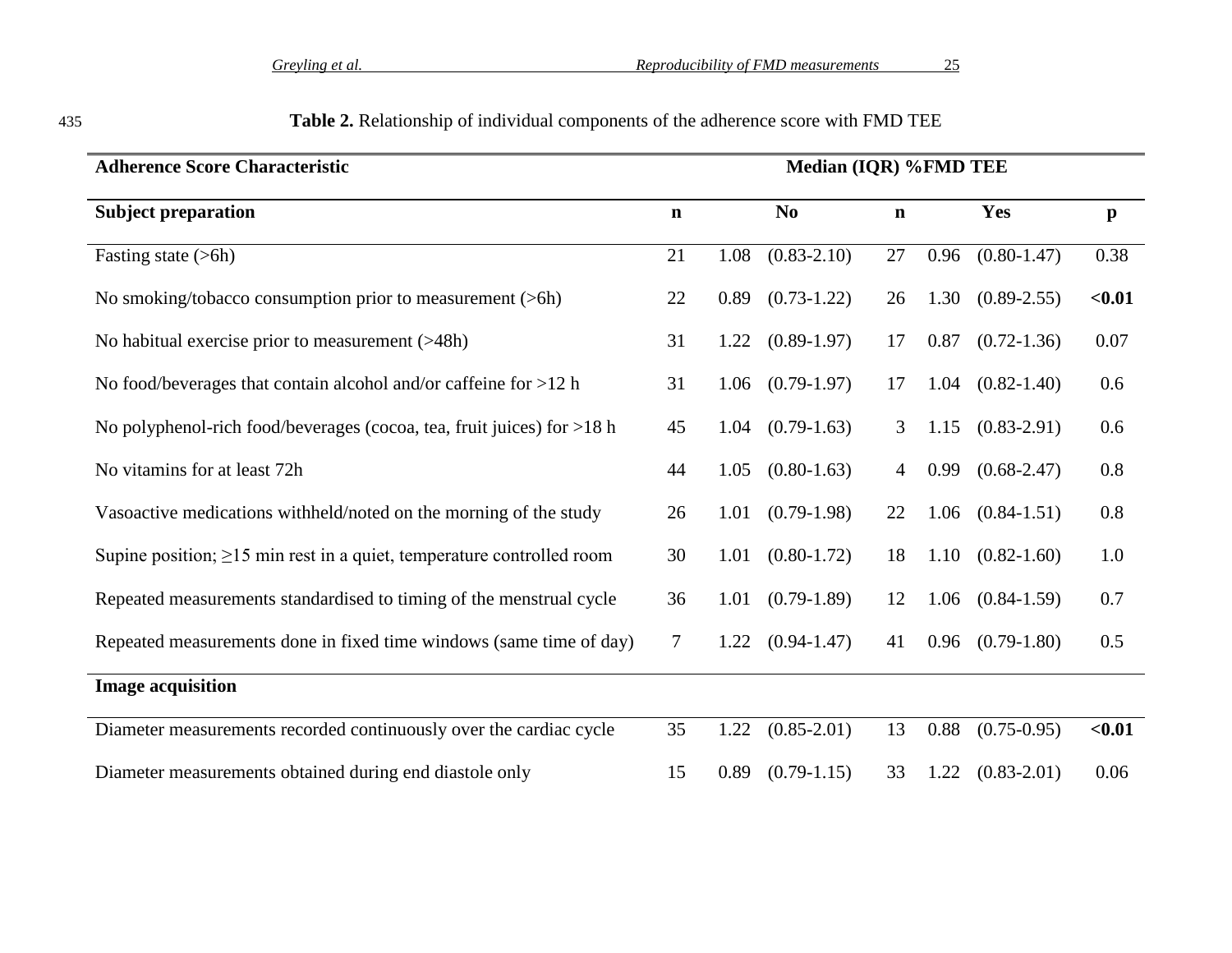**Table 2.** Relationship of individual components of the adherence score with FMD TEE

| Adherence Score Characteristic | Median (IQR) %FMD TEE | | | | |
|---|---|---|---|---|---|
| **Subject preparation** | **n** | **No** | **n** | **Yes** | **p** |
| Fasting state (>6h) | 21 | 1.08 (0.83-2.10) | 27 | 0.96 (0.80-1.47) | 0.38 |
| No smoking/tobacco consumption prior to measurement (>6h) | 22 | 0.89 (0.73-1.22) | 26 | 1.30 (0.89-2.55) | **<0.01** |
| No habitual exercise prior to measurement (>48h) | 31 | 1.22 (0.89-1.97) | 17 | 0.87 (0.72-1.36) | 0.07 |
| No food/beverages that contain alcohol and/or caffeine for >12 h | 31 | 1.06 (0.79-1.97) | 17 | 1.04 (0.82-1.40) | 0.6 |
| No polyphenol-rich food/beverages (cocoa, tea, fruit juices) for >18 h | 45 | 1.04 (0.79-1.63) | 3 | 1.15 (0.83-2.91) | 0.6 |
| No vitamins for at least 72h | 44 | 1.05 (0.80-1.63) | 4 | 0.99 (0.68-2.47) | 0.8 |
| Vasoactive medications withheld/noted on the morning of the study | 26 | 1.01 (0.79-1.98) | 22 | 1.06 (0.84-1.51) | 0.8 |
| Supine position; ≥15 min rest in a quiet, temperature controlled room | 30 | 1.01 (0.80-1.72) | 18 | 1.10 (0.82-1.60) | 1.0 |
| Repeated measurements standardised to timing of the menstrual cycle | 36 | 1.01 (0.79-1.89) | 12 | 1.06 (0.84-1.59) | 0.7 |
| Repeated measurements done in fixed time windows (same time of day) | 7 | 1.22 (0.94-1.47) | 41 | 0.96 (0.79-1.80) | 0.5 |
| **Image acquisition** | | | | | |
| Diameter measurements recorded continuously over the cardiac cycle | 35 | 1.22 (0.85-2.01) | 13 | 0.88 (0.75-0.95) | **<0.01** |
| Diameter measurements obtained during end diastole only | 15 | 0.89 (0.79-1.15) | 33 | 1.22 (0.83-2.01) | 0.06 |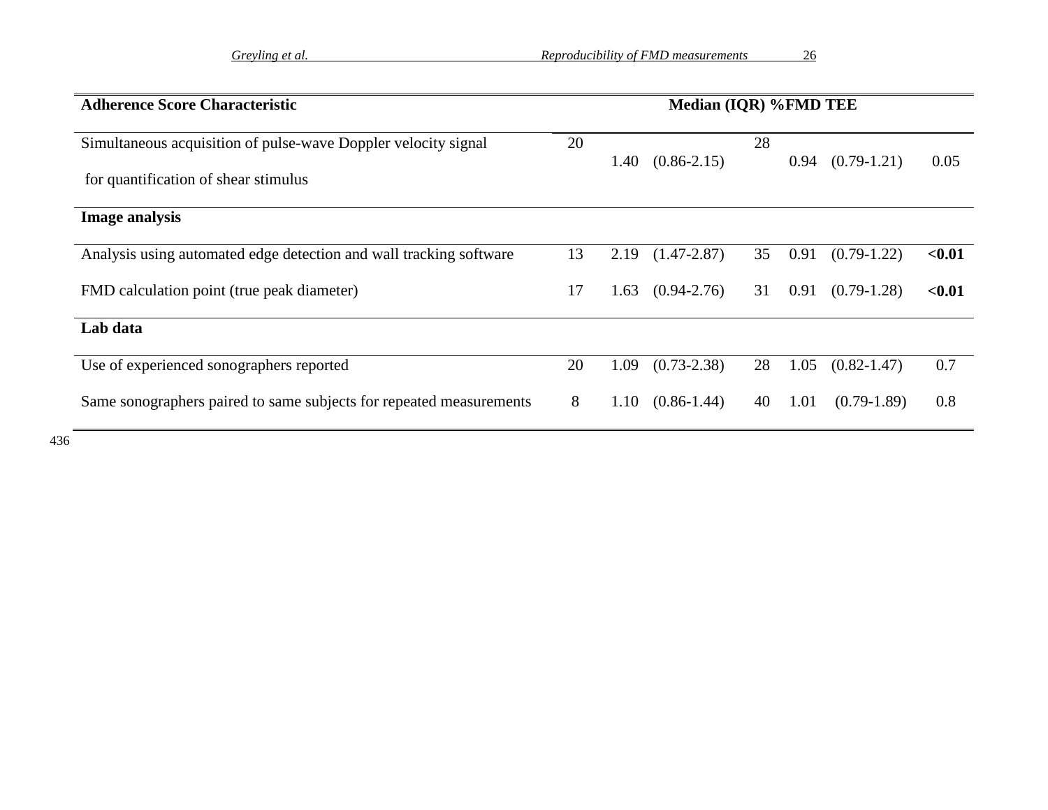| Adherence Score Characteristic | Median (IQR) %FMD TEE | | | | | | |
|---|---|---|---|---|---|---|---|
| Simultaneous acquisition of pulse-wave Doppler velocity signal for quantification of shear stimulus | 20 | 1.40 | (0.86-2.15) | 28 | 0.94 | (0.79-1.21) | 0.05 |
| **Image analysis** | | | | | | | |
| Analysis using automated edge detection and wall tracking software | 13 | 2.19 | (1.47-2.87) | 35 | 0.91 | (0.79-1.22) | **<0.01** |
| FMD calculation point (true peak diameter) | 17 | 1.63 | (0.94-2.76) | 31 | 0.91 | (0.79-1.28) | **<0.01** |
| **Lab data** | | | | | | | |
| Use of experienced sonographers reported | 20 | 1.09 | (0.73-2.38) | 28 | 1.05 | (0.82-1.47) | 0.7 |
| Same sonographers paired to same subjects for repeated measurements | 8 | 1.10 | (0.86-1.44) | 40 | 1.01 | (0.79-1.89) | 0.8 |

436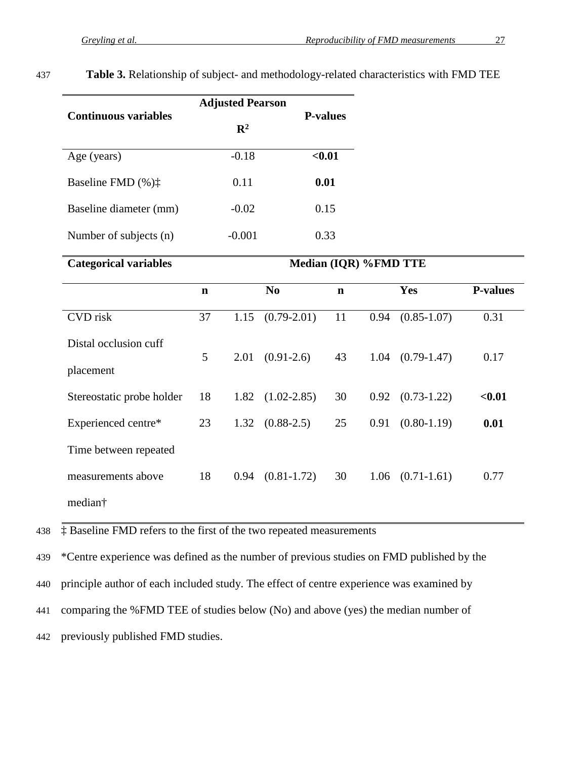**Table 3.** Relationship of subject- and methodology-related characteristics with FMD TEE

| Continuous variables | Adjusted Pearson $R^2$ | P-values |
|---|---|---|
| Age (years) | -0.18 | **<0.01** |
| Baseline FMD (%)‡ | 0.11 | **0.01** |
| Baseline diameter (mm) | -0.02 | 0.15 |
| Number of subjects (n) | -0.001 | 0.33 |

| Categorical variables | Median (IQR) %FMD TTE | | | | | | |
|---|---|---|---|---|---|---|---|
| | n | No | | n | Yes | | P-values |
| CVD risk | 37 | 1.15 | (0.79-2.01) | 11 | 0.94 | (0.85-1.07) | 0.31 |
| Distal occlusion cuff placement | 5 | 2.01 | (0.91-2.6) | 43 | 1.04 | (0.79-1.47) | 0.17 |
| Stereostatic probe holder | 18 | 1.82 | (1.02-2.85) | 30 | 0.92 | (0.73-1.22) | **<0.01** |
| Experienced centre* | 23 | 1.32 | (0.88-2.5) | 25 | 0.91 | (0.80-1.19) | **0.01** |
| Time between repeated measurements above median† | 18 | 0.94 | (0.81-1.72) | 30 | 1.06 | (0.71-1.61) | 0.77 |

‡ Baseline FMD refers to the first of the two repeated measurements

*Centre experience was defined as the number of previous studies on FMD published by the principle author of each included study. The effect of centre experience was examined by comparing the %FMD TEE of studies below (No) and above (yes) the median number of previously published FMD studies.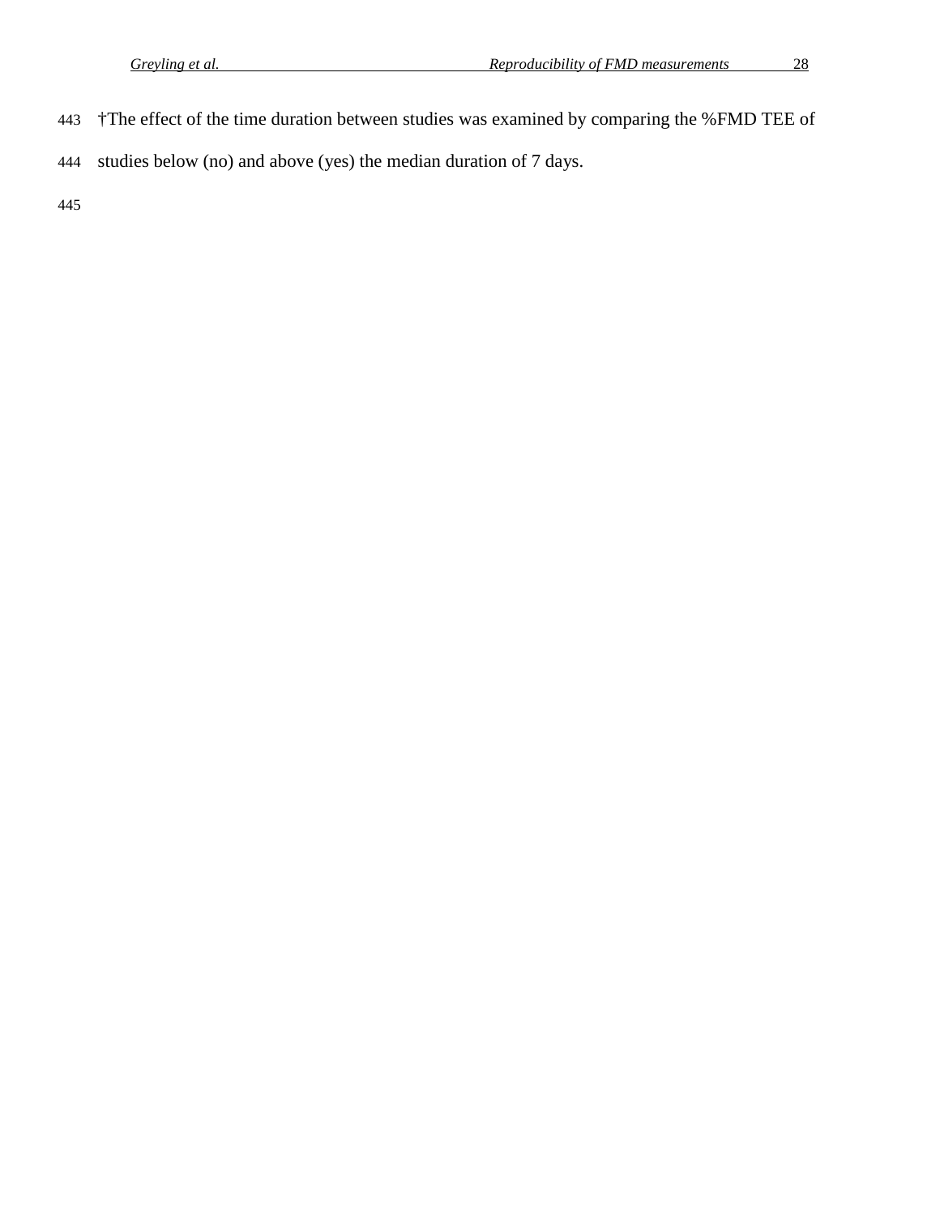†The effect of the time duration between studies was examined by comparing the %FMD TEE of studies below (no) and above (yes) the median duration of 7 days.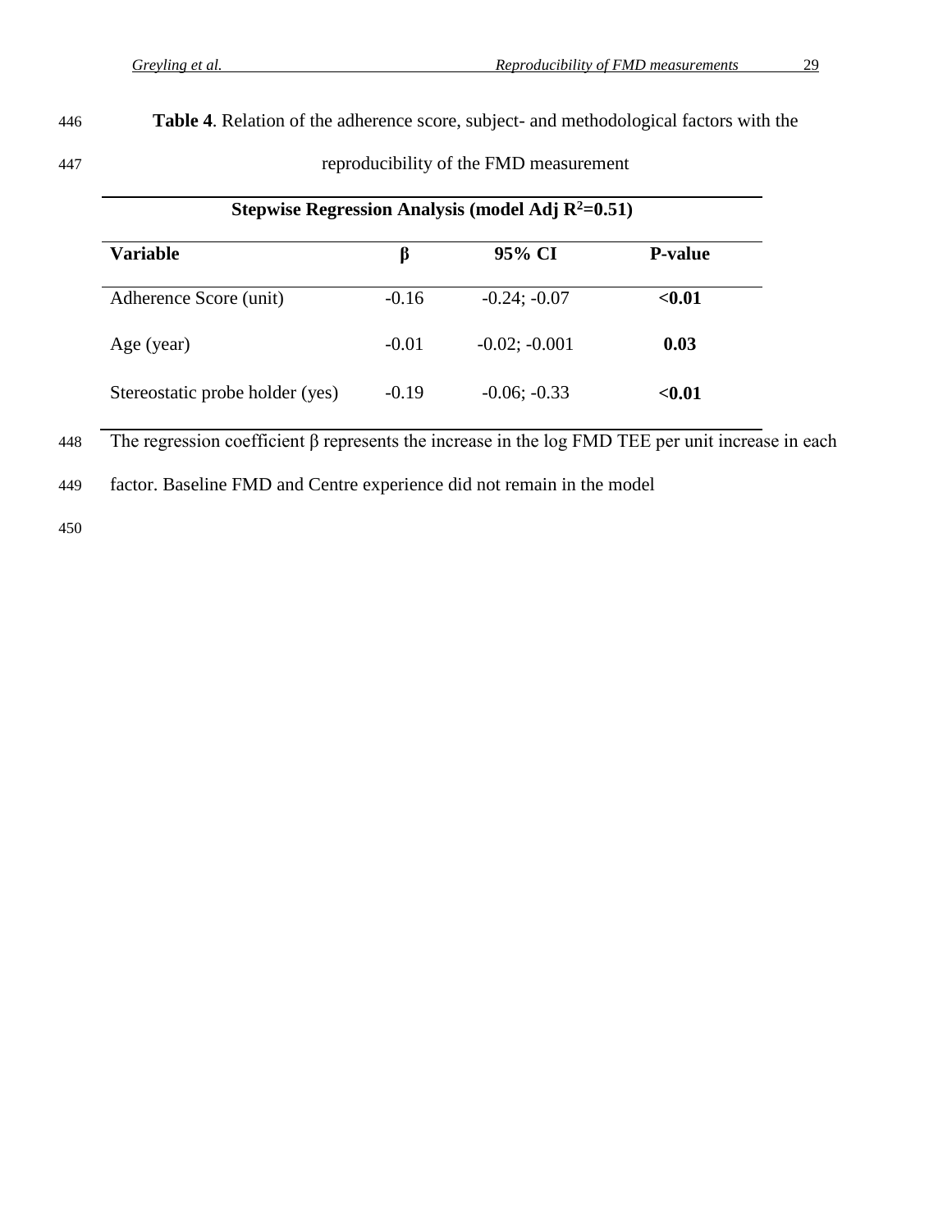**Table 4**. Relation of the adherence score, subject- and methodological factors with the reproducibility of the FMD measurement

| **Stepwise Regression Analysis (model Adj $R^2$=0.51)** | | | |
|---|---|---|---|
| **Variable** | **β** | **95% CI** | **P-value** |
| Adherence Score (unit) | -0.16 | -0.24; -0.07 | **<0.01** |
| Age (year) | -0.01 | -0.02; -0.001 | **0.03** |
| Stereostatic probe holder (yes) | -0.19 | -0.06; -0.33 | **<0.01** |

The regression coefficient β represents the increase in the log FMD TEE per unit increase in each factor. Baseline FMD and Centre experience did not remain in the model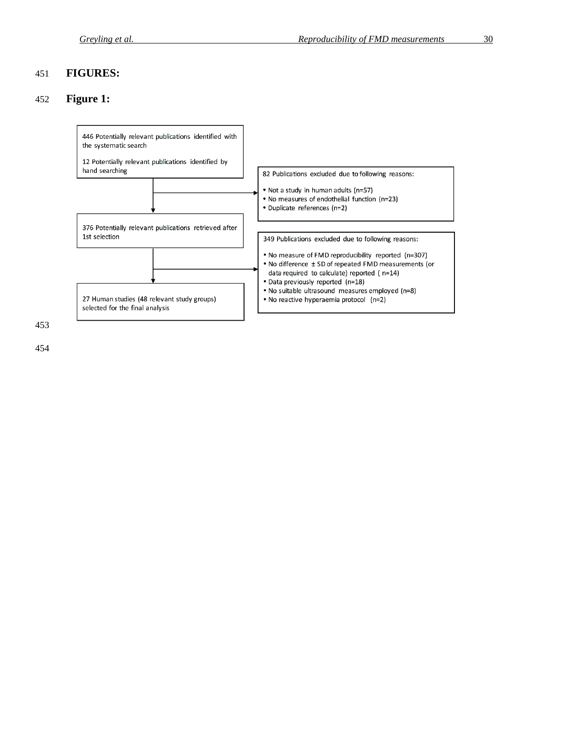# FIGURES:

## Figure 1:

446 Potentially relevant publications identified with the systematic search

12 Potentially relevant publications identified by hand searching

82 Publications excluded due to following reasons:

- Not a study in human adults (n=57)
- No measures of endothelial function (n=23)
- Duplicate references (n=2)

376 Potentially relevant publications retrieved after 1st selection

349 Publications excluded due to following reasons:

- No measure of FMD reproducibility reported (n=307)
- No difference ± SD of repeated FMD measurements (or data required to calculate) reported ( n=14)
- Data previously reported (n=18)
- No suitable ultrasound measures employed (n=8)
- No reactive hyperaemia protocol (n=2)

27 Human studies (48 relevant study groups) selected for the final analysis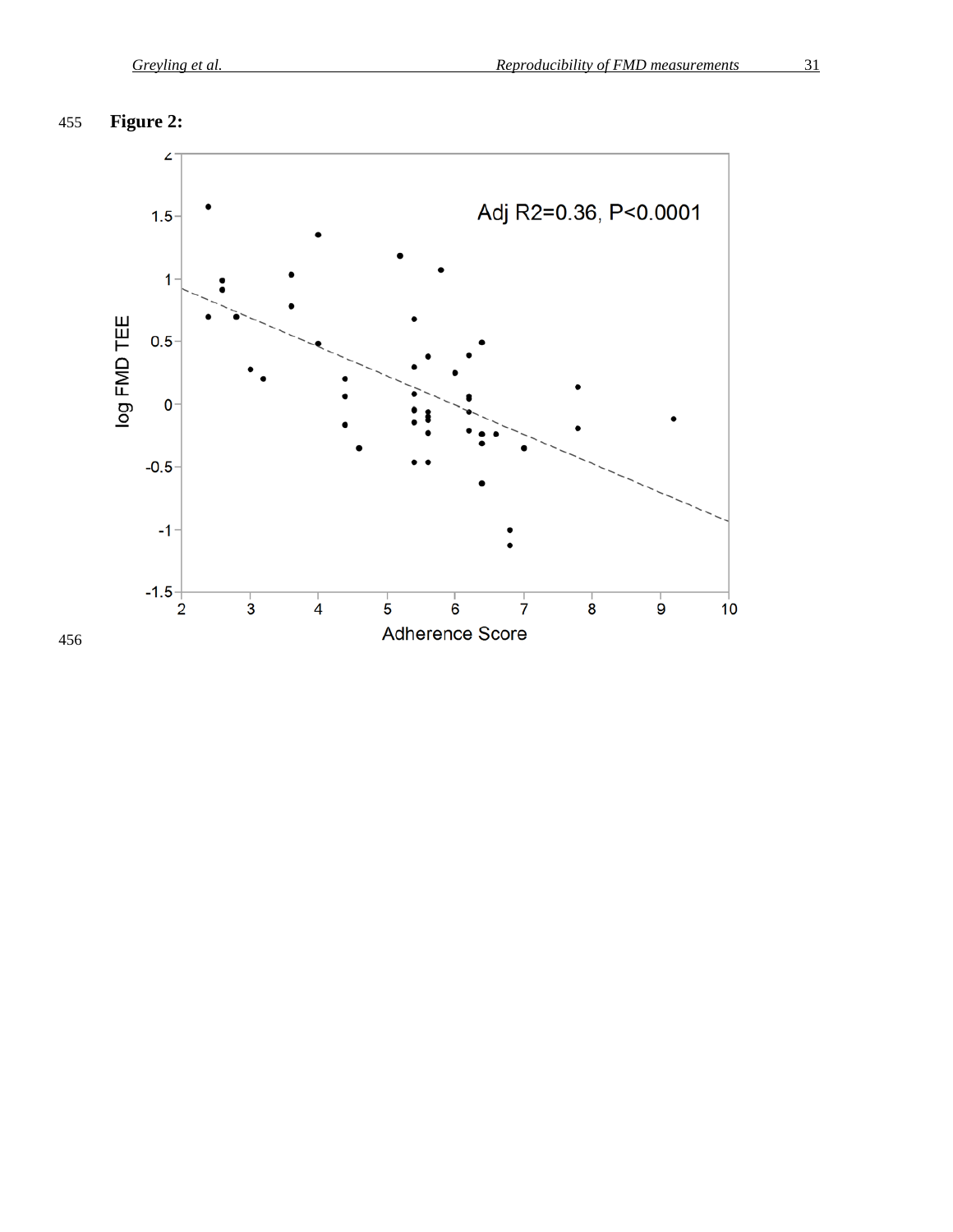**Figure 2:**

Adj R2=0.36, P<0.0001

log FMD TEE

Adherence Score

2
1.5
1
0.5
0
-0.5
-1
-1.5

2 3 4 5 6 7 8 9 10